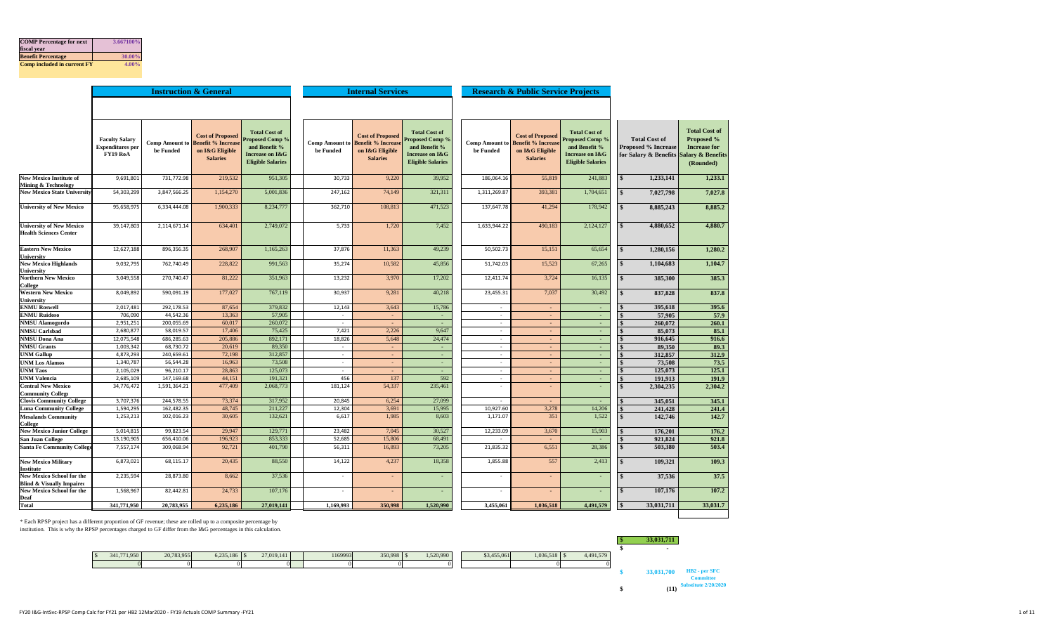| COMP Percentage for next fiscal year | 3.667100% |
|---|---|
| Benefit Percentage | 30.00% |
| Comp included in current FY | 4.00% |

| | Instruction & General | | | | Internal Services | | | Research & Public Service Projects | | | | |
|---|---|---|---|---|---|---|---|---|---|---|---|---|
| | Faculty Salary Expenditures per FY19 RoA | Comp Amount to be Funded | Cost of Proposed Benefit % Increase on I&G Eligible Salaries | Total Cost of Proposed Comp % and Benefit % Increase on I&G Eligible Salaries | Comp Amount to be Funded | Cost of Proposed Benefit % Increase on I&G Eligible Salaries | Total Cost of Proposed Comp % and Benefit % Increase on I&G Eligible Salaries | Comp Amount to be Funded | Cost of Proposed Benefit % Increase on I&G Eligible Salaries | Total Cost of Proposed Comp % and Benefit % Increase on I&G Eligible Salaries | Total Cost of Proposed % Increase for Salary & Benefits | Total Cost of Proposed % Increase for Salary & Benefits (Rounded) |
| New Mexico Institute of Mining & Technology | 9,691,801 | 731,772.98 | 219,532 | 951,305 | 30,733 | 9,220 | 39,952 | 186,064.16 | 55,819 | 241,883 | $ 1,233,141 | 1,233.1 |
| New Mexico State University | 54,303,299 | 3,847,566.25 | 1,154,270 | 5,001,836 | 247,162 | 74,149 | 321,311 | 1,311,269.87 | 393,381 | 1,704,651 | $ 7,027,798 | 7,027.8 |
| University of New Mexico | 95,658,975 | 6,334,444.08 | 1,900,333 | 8,234,777 | 362,710 | 108,813 | 471,523 | 137,647.78 | 41,294 | 178,942 | $ 8,885,243 | 8,885.2 |
| University of New Mexico Health Sciences Center | 39,147,803 | 2,114,671.14 | 634,401 | 2,749,072 | 5,733 | 1,720 | 7,452 | 1,633,944.22 | 490,183 | 2,124,127 | $ 4,880,652 | 4,880.7 |
| Eastern New Mexico University | 12,627,188 | 896,356.35 | 268,907 | 1,165,263 | 37,876 | 11,363 | 49,239 | 50,502.73 | 15,151 | 65,654 | $ 1,280,156 | 1,280.2 |
| New Mexico Highlands University | 9,032,795 | 762,740.49 | 228,822 | 991,563 | 35,274 | 10,582 | 45,856 | 51,742.03 | 15,523 | 67,265 | $ 1,104,683 | 1,104.7 |
| Northern New Mexico College | 3,049,558 | 270,740.47 | 81,222 | 351,963 | 13,232 | 3,970 | 17,202 | 12,411.74 | 3,724 | 16,135 | $ 385,300 | 385.3 |
| Western New Mexico University | 8,049,892 | 590,091.19 | 177,027 | 767,119 | 30,937 | 9,281 | 40,218 | 23,455.31 | 7,037 | 30,492 | $ 837,828 | 837.8 |
| ENMU Roswell | 2,017,481 | 292,178.53 | 87,654 | 379,832 | 12,143 | 3,643 | 15,786 | - | - | - | $ 395,618 | 395.6 |
| ENMU Ruidoso | 706,090 | 44,542.36 | 13,363 | 57,905 | - | - | - | - | - | - | $ 57,905 | 57.9 |
| NMSU Alamogordo | 2,951,251 | 200,055.69 | 60,017 | 260,072 | - | - | - | - | - | - | $ 260,072 | 260.1 |
| NMSU Carlsbad | 2,680,877 | 58,019.57 | 17,406 | 75,425 | 7,421 | 2,226 | 9,647 | - | - | - | $ 85,073 | 85.1 |
| NMSU Dona Ana | 12,075,548 | 686,285.63 | 205,886 | 892,171 | 18,826 | 5,648 | 24,474 | - | - | - | $ 916,645 | 916.6 |
| NMSU Grants | 1,003,342 | 68,730.72 | 20,619 | 89,350 | - | - | - | - | - | - | $ 89,350 | 89.3 |
| UNM Gallup | 4,873,293 | 240,659.61 | 72,198 | 312,857 | - | - | - | - | - | - | $ 312,857 | 312.9 |
| UNM Los Alamos | 1,340,787 | 56,544.28 | 16,963 | 73,508 | - | - | - | - | - | - | $ 73,508 | 73.5 |
| UNM Taos | 2,105,029 | 96,210.17 | 28,863 | 125,073 | - | - | - | - | - | - | $ 125,073 | 125.1 |
| UNM Valencia | 2,685,109 | 147,169.68 | 44,151 | 191,321 | 456 | 137 | 592 | - | - | - | $ 191,913 | 191.9 |
| Central New Mexico Community College | 34,776,472 | 1,591,364.21 | 477,409 | 2,068,773 | 181,124 | 54,337 | 235,461 | - | - | - | $ 2,304,235 | 2,304.2 |
| Clovis Community College | 3,707,376 | 244,578.55 | 73,374 | 317,952 | 20,845 | 6,254 | 27,099 | - | - | - | $ 345,051 | 345.1 |
| Luna Community College | 1,594,295 | 162,482.35 | 48,745 | 211,227 | 12,304 | 3,691 | 15,995 | 10,927.60 | 3,278 | 14,206 | $ 241,428 | 241.4 |
| Mesalands Community College | 1,253,213 | 102,016.23 | 30,605 | 132,621 | 6,617 | 1,985 | 8,603 | 1,171.07 | 351 | 1,522 | $ 142,746 | 142.7 |
| New Mexico Junior College | 5,014,815 | 99,823.54 | 29,947 | 129,771 | 23,482 | 7,045 | 30,527 | 12,233.09 | 3,670 | 15,903 | $ 176,201 | 176.2 |
| San Juan College | 13,190,905 | 656,410.06 | 196,923 | 853,333 | 52,685 | 15,806 | 68,491 | - | - | - | $ 921,824 | 921.8 |
| Santa Fe Community College | 7,557,174 | 309,068.94 | 92,721 | 401,790 | 56,311 | 16,893 | 73,205 | 21,835.32 | 6,551 | 28,386 | $ 503,380 | 503.4 |
| New Mexico Military Institute | 6,873,021 | 68,115.17 | 20,435 | 88,550 | 14,122 | 4,237 | 18,358 | 1,855.88 | 557 | 2,413 | $ 109,321 | 109.3 |
| New Mexico School for the Blind & Visually Impaired | 2,235,594 | 28,873.80 | 8,662 | 37,536 | - | - | - | - | - | - | $ 37,536 | 37.5 |
| New Mexico School for the Deaf | 1,568,967 | 82,442.81 | 24,733 | 107,176 | - | - | - | - | - | - | $ 107,176 | 107.2 |
| Total | 341,771,950 | 20,783,955 | 6,235,186 | 27,019,141 | 1,169,993 | 350,998 | 1,520,990 | 3,455,061 | 1,036,518 | 4,491,579 | $ 33,031,711 | 33,031.7 |

* Each RPSP project has a different proportion of GF revenue; these are rolled up to a composite percentage by institution. This is why the RPSP percentages charged to GF differ from the I&G percentages in this calculation.

| $ 341,771,950 | 20,783,955 | 6,235,186 | $ 27,019,141 | 1169993 | 350,998 | $ 1,520,990 | $3,455,061 | 1,036,518 | $ 4,491,579 |
|---|---|---|---|---|---|---|---|---|---|
| 0 | 0 | 0 | 0 | 0 | 0 | 0 | | 0 | 0 |

$ 33,031,711

$ -

$ 33,031,700 HB2 - per SFC Committee Substitute 2/20/2020

$ (11)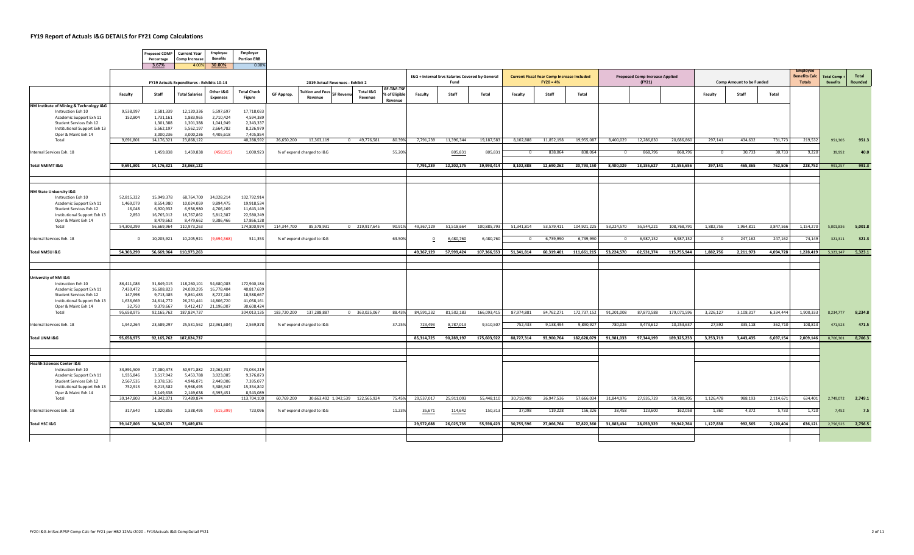# FY19 Report of Actuals I&G DETAILS for FY21 Comp Calculations

| Proposed COMP Percentage | Current Year Comp Increase | Employee Benefits | Employer Portion ERB |
|---|---|---|---|
| 3.67% | 4.00% | 30.00% | 0.00% |

| | FY19 Actuals Expenditures - Exhibits 10-14 | | | | | 2019 Actual Revenues - Exhibit 2 | | | | | | I&G + Internal Srvs Salaries Covered by General Fund | | | Current Fiscal Year Comp Increase Included FY20 = 4% | | | Proposed Comp Increase Applied (FY21) | | | Comp Amount to be Funded | | | Employee Benefits Calc Totals | Total Comp + Benefits | Total Rounded |
|---|---|---|---|---|---|---|---|---|---|---|---|---|---|---|---|---|---|---|---|---|---|---|---|---|---|---|
| | Faculty | Staff | Total Salaries | Other I&G Expenses | Total Check Figure | GF Approp. | Tuition and Fees Revenue | SF Revenue | Total I&G Revenue | GF-T&F-TSF % of Eligible Revenue | Faculty | Staff | Total | Faculty | Staff | Total | | | | Faculty | Staff | Total | | | |
| **NM Institute of Mining & Technology I&G** | | | | | | | | | | | | | | | | | | | | | | | | | |
| Instruction Exh 10 | 9,538,997 | 2,581,339 | 12,120,336 | 5,597,697 | 17,718,033 | | | | | | | | | | | | | | | | | | | | |
| Academic Support Exh 11 | 152,804 | 1,731,161 | 1,883,965 | 2,710,424 | 4,594,389 | | | | | | | | | | | | | | | | | | | | |
| Student Services Exh 12 | | 1,301,388 | 1,301,388 | 1,041,949 | 2,343,337 | | | | | | | | | | | | | | | | | | | | |
| Institutional Support Exh 13 | | 5,562,197 | 5,562,197 | 2,664,782 | 8,226,979 | | | | | | | | | | | | | | | | | | | | |
| Oper & Maint Exh 14 | | 3,000,236 | 3,000,236 | 4,405,618 | 7,405,854 | | | | | | | | | | | | | | | | | | | | |
| Total | 9,691,801 | 14,176,321 | 23,868,122 | | 40,288,592 | 26,650,200 | 13,363,119 | 0 | 49,776,581 | 80.39% | 7,791,239 | 11,396,344 | 19,187,583 | 8,102,888 | 11,852,198 | 19,955,087 | 8,400,029 | 12,286,830 | 20,686,860 | 297,141 | 434,632 | 731,773 | 219,532 | 951,305 | 951.3 |
| Internal Services Exh. 18 | | 1,459,838 | 1,459,838 | (458,915) | 1,000,923 | % of expend charged to I&G | | | | 55.20% | | 805,831 | 805,831 | 0 | 838,064 | 838,064 | 0 | 868,796 | 868,796 | 0 | 30,733 | 30,733 | 9,220 | 39,952 | 40.0 |
| **Total NMIMT I&G** | 9,691,801 | 14,176,321 | 23,868,122 | | | | | | | | 7,791,239 | 12,202,175 | 19,993,414 | 8,102,888 | 12,690,262 | 20,793,150 | 8,400,029 | 13,155,627 | 21,555,656 | 297,141 | 465,365 | 762,506 | 228,752 | 991,257 | 991.3 |
| **NM State University I&G** | | | | | | | | | | | | | | | | | | | | | | | | | |
| Instruction Exh 10 | 52,815,322 | 15,949,378 | 68,764,700 | 34,028,214 | 102,792,914 | | | | | | | | | | | | | | | | | | | | |
| Academic Support Exh 11 | 1,469,079 | 8,554,980 | 10,024,059 | 9,894,475 | 19,918,534 | | | | | | | | | | | | | | | | | | | | |
| Student Services Exh 12 | 16,048 | 6,920,932 | 6,936,980 | 4,706,169 | 11,643,149 | | | | | | | | | | | | | | | | | | | | |
| Institutional Support Exh 13 | 2,850 | 16,765,012 | 16,767,862 | 5,812,387 | 22,580,249 | | | | | | | | | | | | | | | | | | | | |
| Oper & Maint Exh 14 | | 8,479,662 | 8,479,662 | 9,386,466 | 17,866,128 | | | | | | | | | | | | | | | | | | | | |
| Total | 54,303,299 | 56,669,964 | 110,973,263 | | 174,800,974 | 114,344,700 | 85,578,931 | 0 | 219,917,645 | 90.91% | 49,367,129 | 51,518,664 | 100,885,793 | 51,341,814 | 53,579,411 | 104,921,225 | 53,224,570 | 55,544,221 | 108,768,791 | 1,882,756 | 1,964,811 | 3,847,566 | 1,154,270 | 5,001,836 | 5,001.8 |
| Internal Services Exh. 18 | 0 | 10,205,921 | 10,205,921 | (9,694,568) | 511,353 | % of expend charged to I&G | | | | 63.50% | 0 | 6,480,760 | 6,480,760 | 0 | 6,739,990 | 6,739,990 | 0 | 6,987,152 | 6,987,152 | 0 | 247,162 | 247,162 | 74,149 | 321,311 | 321.3 |
| **Total NMSU I&G** | 54,303,299 | 56,669,964 | 110,973,263 | | | | | | | | 49,367,129 | 57,999,424 | 107,366,553 | 51,341,814 | 60,319,401 | 111,661,215 | 53,224,570 | 62,531,374 | 115,755,944 | 1,882,756 | 2,211,973 | 4,094,728 | 1,228,419 | 5,323,147 | 5,323.1 |
| **University of NM I&G** | | | | | | | | | | | | | | | | | | | | | | | | | |
| Instruction Exh 10 | 86,411,086 | 31,849,015 | 118,260,101 | 54,680,083 | 172,940,184 | | | | | | | | | | | | | | | | | | | | |
| Academic Support Exh 11 | 7,430,472 | 16,608,823 | 24,039,295 | 16,778,404 | 40,817,699 | | | | | | | | | | | | | | | | | | | | |
| Student Services Exh 12 | 147,998 | 9,713,485 | 9,861,483 | 8,727,184 | 18,588,667 | | | | | | | | | | | | | | | | | | | | |
| Institutional Support Exh 13 | 1,636,669 | 24,614,772 | 26,251,441 | 14,806,720 | 41,058,161 | | | | | | | | | | | | | | | | | | | | |
| Oper & Maint Exh 14 | 32,750 | 9,379,667 | 9,412,417 | 21,196,007 | 30,608,424 | | | | | | | | | | | | | | | | | | | | |
| Total | 95,658,975 | 92,165,762 | 187,824,737 | | 304,013,135 | 183,720,200 | 137,288,887 | 0 | 363,025,067 | 88.43% | 84,591,232 | 81,502,183 | 166,093,415 | 87,974,881 | 84,762,271 | 172,737,152 | 91,201,008 | 87,870,588 | 179,071,596 | 3,226,127 | 3,108,317 | 6,334,444 | 1,900,333 | 8,234,777 | 8,234.8 |
| Internal Services Exh. 18 | 1,942,264 | 23,589,297 | 25,531,562 | (22,961,684) | 2,569,878 | % of expend charged to I&G | | | | 37.25% | 723,493 | 8,787,013 | 9,510,507 | 752,433 | 9,138,494 | 9,890,927 | 780,026 | 9,473,612 | 10,253,637 | 27,592 | 335,118 | 362,710 | 108,813 | 471,523 | 471.5 |
| **Total UNM I&G** | 95,658,975 | 92,165,762 | 187,824,737 | | | | | | | | 85,314,725 | 90,289,197 | 175,603,922 | 88,727,314 | 93,900,764 | 182,628,079 | 91,981,033 | 97,344,199 | 189,325,233 | 3,253,719 | 3,443,435 | 6,697,154 | 2,009,146 | 8,706,301 | 8,706.3 |
| **Health Sciences Center I&G** | | | | | | | | | | | | | | | | | | | | | | | | | |
| Instruction Exh 10 | 33,891,509 | 17,080,373 | 50,971,882 | 22,062,337 | 73,034,219 | | | | | | | | | | | | | | | | | | | | |
| Academic Support Exh 11 | 1,935,846 | 3,517,942 | 5,453,788 | 3,923,085 | 9,376,873 | | | | | | | | | | | | | | | | | | | | |
| Student Services Exh 12 | 2,567,535 | 2,378,536 | 4,946,071 | 2,449,006 | 7,395,077 | | | | | | | | | | | | | | | | | | | | |
| Institutional Support Exh 13 | 752,913 | 9,215,582 | 9,968,495 | 5,386,347 | 15,354,842 | | | | | | | | | | | | | | | | | | | | |
| Oper & Maint Exh 14 | | 2,149,638 | 2,149,638 | 6,393,451 | 8,543,089 | | | | | | | | | | | | | | | | | | | | |
| Total | 39,147,803 | 34,342,071 | 73,489,874 | | 113,704,100 | 60,769,200 | 30,663,492 | 1,042,539 | 122,565,924 | 75.45% | 29,537,017 | 25,911,093 | 55,448,110 | 30,718,498 | 26,947,536 | 57,666,034 | 31,844,976 | 27,935,729 | 59,780,705 | 1,126,478 | 988,193 | 2,114,671 | 634,401 | 2,749,072 | 2,749.1 |
| Internal Services Exh. 18 | 317,640 | 1,020,855 | 1,338,495 | (615,399) | 723,096 | % of expend charged to I&G | | | | 11.23% | 35,671 | 114,642 | 150,313 | 37,098 | 119,228 | 156,326 | 38,458 | 123,600 | 162,058 | 1,360 | 4,372 | 5,733 | 1,720 | 7,452 | 7.5 |
| **Total HSC I&G** | 39,147,803 | 34,342,071 | 73,489,874 | | | | | | | | 29,572,688 | 26,025,735 | 55,598,423 | 30,755,596 | 27,066,764 | 57,822,360 | 31,883,434 | 28,059,329 | 59,942,764 | 1,127,838 | 992,565 | 2,120,404 | 636,121 | 2,756,525 | 2,756.5 |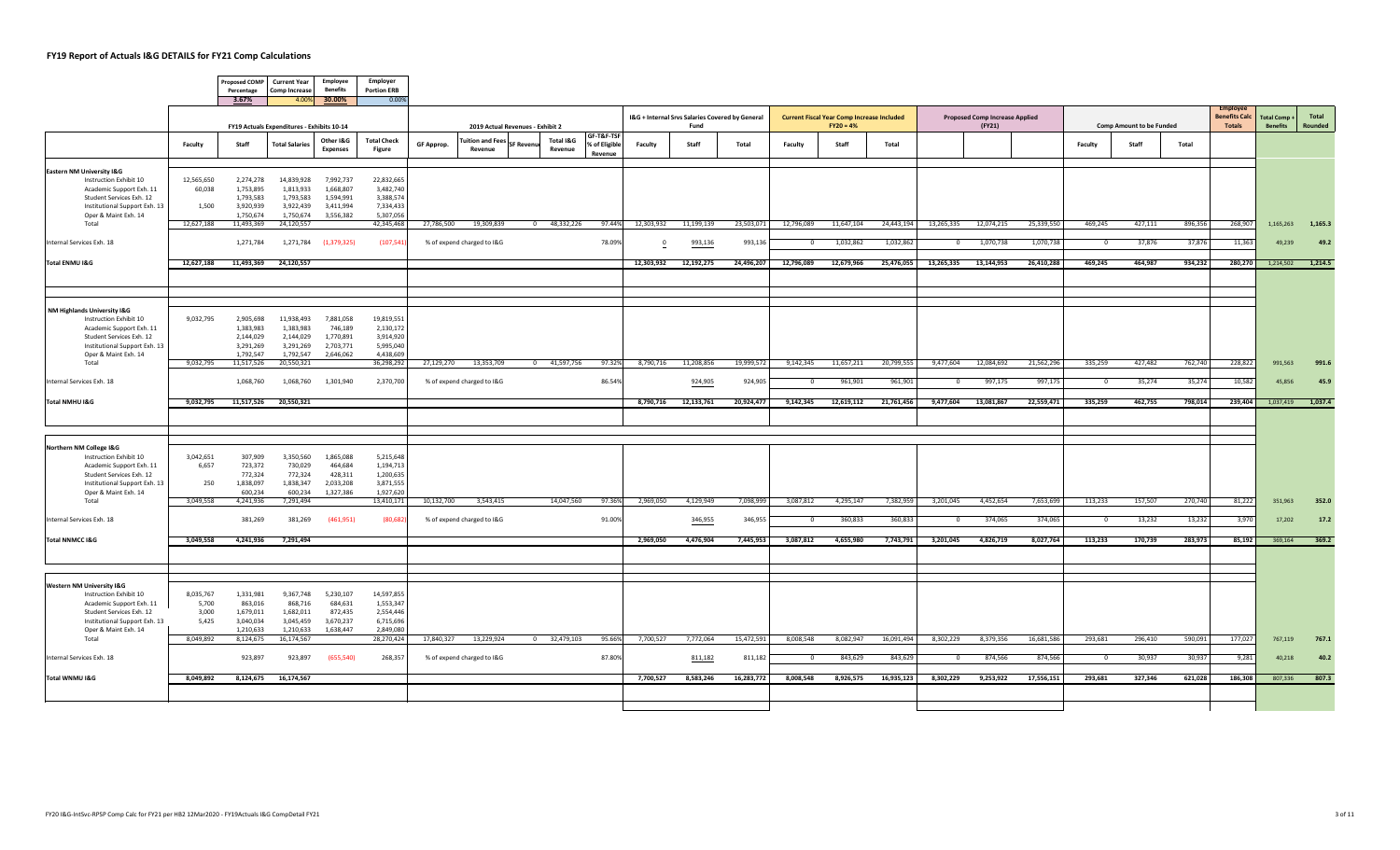# FY19 Report of Actuals I&G DETAILS for FY21 Comp Calculations

| Proposed COMP Percentage | Current Year Comp Increase | Employee Benefits | Employer Portion ERB |
|---|---|---|---|
| 3.67% | 4.00% | 30.00% | 0.00% |

| | FY19 Actuals Expenditures - Exhibits 10-14 | | | | | 2019 Actual Revenues - Exhibit 2 | | | | | I&G + Internal Srvs Salaries Covered by General Fund | | | Current Fiscal Year Comp Increase Included FY20 = 4% | | | Proposed Comp Increase Applied (FY21) | | | Comp Amount to be Funded | | | Employee Benefits Calc Totals | Total Comp + Benefits | Total Rounded |
|---|---|---|---|---|---|---|---|---|---|---|---|---|---|---|---|---|---|---|---|---|---|---|---|---|---|
| | Faculty | Staff | Total Salaries | Other I&G Expenses | Total Check Figure | GF Approp. | Tuition and Fees Revenue | SF Revenue | Total I&G Revenue | GF-T&F-TSF % of Eligible Revenue | Faculty | Staff | Total | Faculty | Staff | Total | | | | Faculty | Staff | Total | | | |
| **Eastern NM University I&G** | | | | | | | | | | | | | | | | | | | | | | | | | |
| Instruction Exhibit 10 | 12,565,650 | 2,274,278 | 14,839,928 | 7,992,737 | 22,832,665 | | | | | | | | | | | | | | | | | | | | |
| Academic Support Exh. 11 | 60,038 | 1,753,895 | 1,813,933 | 1,668,807 | 3,482,740 | | | | | | | | | | | | | | | | | | | | |
| Student Services Exh. 12 | | 1,793,583 | 1,793,583 | 1,594,991 | 3,388,574 | | | | | | | | | | | | | | | | | | | | |
| Institutional Support Exh. 13 | 1,500 | 3,920,939 | 3,922,439 | 3,411,994 | 7,334,433 | | | | | | | | | | | | | | | | | | | | |
| Oper & Maint Exh. 14 | | 1,750,674 | 1,750,674 | 3,556,382 | 5,307,056 | | | | | | | | | | | | | | | | | | | | |
| Total | 12,627,188 | 11,493,369 | 24,120,557 | | 42,345,468 | 27,786,500 | 19,309,839 | 0 | 48,332,226 | 97.44% | 12,303,932 | 11,199,139 | 23,503,071 | 12,796,089 | 11,647,104 | 24,443,194 | 13,265,335 | 12,074,215 | 25,339,550 | 469,245 | 427,111 | 896,356 | 268,907 | 1,165,263 | 1,165.3 |
| Internal Services Exh. 18 | | 1,271,784 | 1,271,784 | (1,379,325) | (107,541) | % of expend charged to I&G | | | | 78.09% | 0 | 993,136 | 993,136 | 0 | 1,032,862 | 1,032,862 | 0 | 1,070,738 | 1,070,738 | 0 | 37,876 | 37,876 | 11,363 | 49,239 | 49.2 |
| **Total ENMU I&G** | 12,627,188 | 11,493,369 | 24,120,557 | | | | | | | | 12,303,932 | 12,192,275 | 24,496,207 | 12,796,089 | 12,679,966 | 25,476,055 | 13,265,335 | 13,144,953 | 26,410,288 | 469,245 | 464,987 | 934,232 | 280,270 | 1,214,502 | 1,214.5 |
| **NM Highlands University I&G** | | | | | | | | | | | | | | | | | | | | | | | | | |
| Instruction Exhibit 10 | 9,032,795 | 2,905,698 | 11,938,493 | 7,881,058 | 19,819,551 | | | | | | | | | | | | | | | | | | | | |
| Academic Support Exh. 11 | | 1,383,983 | 1,383,983 | 746,189 | 2,130,172 | | | | | | | | | | | | | | | | | | | | |
| Student Services Exh. 12 | | 2,144,029 | 2,144,029 | 1,770,891 | 3,914,920 | | | | | | | | | | | | | | | | | | | | |
| Institutional Support Exh. 13 | | 3,291,269 | 3,291,269 | 2,703,771 | 5,995,040 | | | | | | | | | | | | | | | | | | | | |
| Oper & Maint Exh. 14 | | 1,792,547 | 1,792,547 | 2,646,062 | 4,438,609 | | | | | | | | | | | | | | | | | | | | |
| Total | 9,032,795 | 11,517,526 | 20,550,321 | | 36,298,292 | 27,129,270 | 13,353,709 | 0 | 41,597,756 | 97.32% | 8,790,716 | 11,208,856 | 19,999,572 | 9,142,345 | 11,657,211 | 20,799,555 | 9,477,604 | 12,084,692 | 21,562,296 | 335,259 | 427,482 | 762,740 | 228,822 | 991,563 | 991.6 |
| Internal Services Exh. 18 | | 1,068,760 | 1,068,760 | 1,301,940 | 2,370,700 | % of expend charged to I&G | | | | 86.54% | | 924,905 | 924,905 | 0 | 961,901 | 961,901 | 0 | 997,175 | 997,175 | 0 | 35,274 | 35,274 | 10,582 | 45,856 | 45.9 |
| **Total NMHU I&G** | 9,032,795 | 11,517,526 | 20,550,321 | | | | | | | | 8,790,716 | 12,133,761 | 20,924,477 | 9,142,345 | 12,619,112 | 21,761,456 | 9,477,604 | 13,081,867 | 22,559,471 | 335,259 | 462,755 | 798,014 | 239,404 | 1,037,419 | 1,037.4 |
| **Northern NM College I&G** | | | | | | | | | | | | | | | | | | | | | | | | | |
| Instruction Exhibit 10 | 3,042,651 | 307,909 | 3,350,560 | 1,865,088 | 5,215,648 | | | | | | | | | | | | | | | | | | | | |
| Academic Support Exh. 11 | 6,657 | 723,372 | 730,029 | 464,684 | 1,194,713 | | | | | | | | | | | | | | | | | | | | |
| Student Services Exh. 12 | | 772,324 | 772,324 | 428,311 | 1,200,635 | | | | | | | | | | | | | | | | | | | | |
| Institutional Support Exh. 13 | 250 | 1,838,097 | 1,838,347 | 2,033,208 | 3,871,555 | | | | | | | | | | | | | | | | | | | | |
| Oper & Maint Exh. 14 | | 600,234 | 600,234 | 1,327,386 | 1,927,620 | | | | | | | | | | | | | | | | | | | | |
| Total | 3,049,558 | 4,241,936 | 7,291,494 | | 13,410,171 | 10,132,700 | 3,543,415 | | 14,047,560 | 97.36% | 2,969,050 | 4,129,949 | 7,098,999 | 3,087,812 | 4,295,147 | 7,382,959 | 3,201,045 | 4,452,654 | 7,653,699 | 113,233 | 157,507 | 270,740 | 81,222 | 351,963 | 352.0 |
| Internal Services Exh. 18 | | 381,269 | 381,269 | (461,951) | (80,682) | % of expend charged to I&G | | | | 91.00% | | 346,955 | 346,955 | 0 | 360,833 | 360,833 | 0 | 374,065 | 374,065 | 0 | 13,232 | 13,232 | 3,970 | 17,202 | 17.2 |
| **Total NNMCC I&G** | 3,049,558 | 4,241,936 | 7,291,494 | | | | | | | | 2,969,050 | 4,476,904 | 7,445,953 | 3,087,812 | 4,655,980 | 7,743,791 | 3,201,045 | 4,826,719 | 8,027,764 | 113,233 | 170,739 | 283,973 | 85,192 | 369,164 | 369.2 |
| **Western NM University I&G** | | | | | | | | | | | | | | | | | | | | | | | | | |
| Instruction Exhibit 10 | 8,035,767 | 1,331,981 | 9,367,748 | 5,230,107 | 14,597,855 | | | | | | | | | | | | | | | | | | | | |
| Academic Support Exh. 11 | 5,700 | 863,016 | 868,716 | 684,631 | 1,553,347 | | | | | | | | | | | | | | | | | | | | |
| Student Services Exh. 12 | 3,000 | 1,679,011 | 1,682,011 | 872,435 | 2,554,446 | | | | | | | | | | | | | | | | | | | | |
| Institutional Support Exh. 13 | 5,425 | 3,040,034 | 3,045,459 | 3,670,237 | 6,715,696 | | | | | | | | | | | | | | | | | | | | |
| Oper & Maint Exh. 14 | | 1,210,633 | 1,210,633 | 1,638,447 | 2,849,080 | | | | | | | | | | | | | | | | | | | | |
| Total | 8,049,892 | 8,124,675 | 16,174,567 | | 28,270,424 | 17,840,327 | 13,229,924 | 0 | 32,479,103 | 95.66% | 7,700,527 | 7,772,064 | 15,472,591 | 8,008,548 | 8,082,947 | 16,091,494 | 8,302,229 | 8,379,356 | 16,681,586 | 293,681 | 296,410 | 590,091 | 177,027 | 767,119 | 767.1 |
| Internal Services Exh. 18 | | 923,897 | 923,897 | (655,540) | 268,357 | % of expend charged to I&G | | | | 87.80% | | 811,182 | 811,182 | 0 | 843,629 | 843,629 | 0 | 874,566 | 874,566 | 0 | 30,937 | 30,937 | 9,281 | 40,218 | 40.2 |
| **Total WNMU I&G** | 8,049,892 | 8,124,675 | 16,174,567 | | | | | | | | 7,700,527 | 8,583,246 | 16,283,772 | 8,008,548 | 8,926,575 | 16,935,123 | 8,302,229 | 9,253,922 | 17,556,151 | 293,681 | 327,346 | 621,028 | 186,308 | 807,336 | 807.3 |

FY20 I&G-IntSvc-RPSP Comp Calc for FY21 per HB2 12Mar2020 - FY19Actuals I&G CompDetail FY21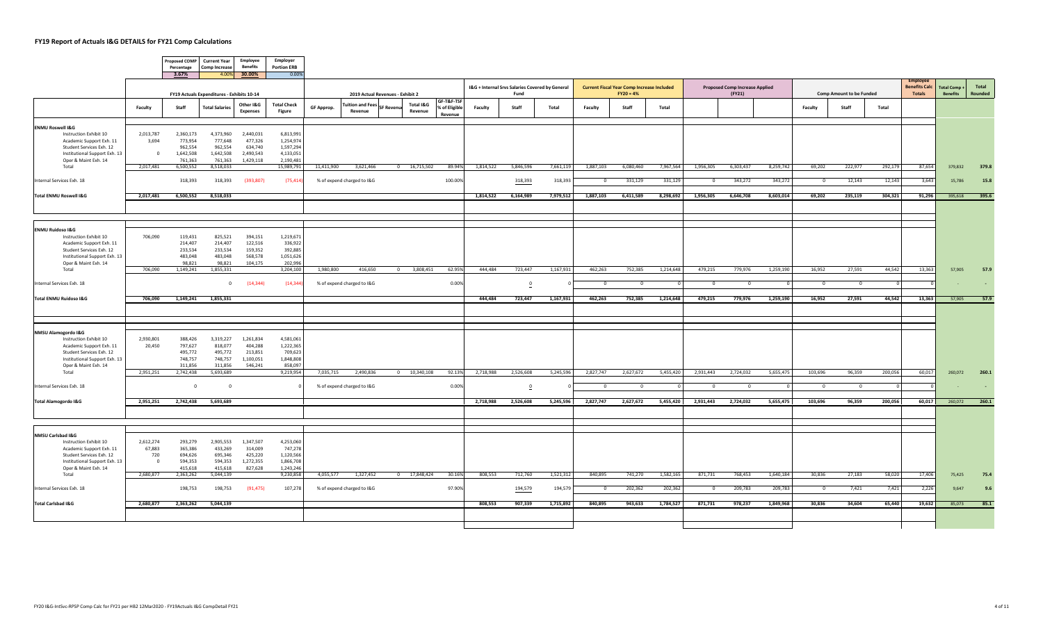# FY19 Report of Actuals I&G DETAILS for FY21 Comp Calculations

| Proposed COMP Percentage | Current Year Comp Increase | Employee Benefits | Employer Portion ERB |
|---|---|---|---|
| 3.67% | 4.00% | 30.00% | 0.00% |

| | FY19 Actuals Expenditures - Exhibits 10-14 | | | | | 2019 Actual Revenues - Exhibit 2 | | | | | I&G + Internal Srvs Salaries Covered by General Fund | | | Current Fiscal Year Comp Increase Included FY20 = 4% | | | Proposed Comp Increase Applied (FY21) | | | Comp Amount to be Funded | | | Employee Benefits Calc Totals | Total Comp + Benefits | Total Rounded |
|---|---|---|---|---|---|---|---|---|---|---|---|---|---|---|---|---|---|---|---|---|---|---|---|---|---|
| | Faculty | Staff | Total Salaries | Other I&G Expenses | Total Check Figure | GF Approp. | Tuition and Fees Revenue | SF Revenue | Total I&G Revenue | GF-T&F-TSF % of Eligible Revenue | Faculty | Staff | Total | Faculty | Staff | Total | | | | Faculty | Staff | Total | | | |
| **ENMU Roswell I&G** | | | | | | | | | | | | | | | | | | | | | | | | | |
| Instruction Exhibit 10 | 2,013,787 | 2,360,173 | 4,373,960 | 2,440,031 | 6,813,991 | | | | | | | | | | | | | | | | | | | | |
| Academic Support Exh. 11 | 3,694 | 773,954 | 777,648 | 477,326 | 1,254,974 | | | | | | | | | | | | | | | | | | | | |
| Student Services Exh. 12 | | 962,554 | 962,554 | 634,740 | 1,597,294 | | | | | | | | | | | | | | | | | | | | |
| Institutional Support Exh. 13 | 0 | 1,642,508 | 1,642,508 | 2,490,543 | 4,133,051 | | | | | | | | | | | | | | | | | | | | |
| Oper & Maint Exh. 14 | | 761,363 | 761,363 | 1,429,118 | 2,190,481 | | | | | | | | | | | | | | | | | | | | |
| Total | 2,017,481 | 6,500,552 | 8,518,033 | | 15,989,791 | 11,411,900 | 3,621,466 | 0 | 16,715,502 | 89.94% | 1,814,522 | 5,846,596 | 7,661,119 | 1,887,103 | 6,080,460 | 7,967,564 | 1,956,305 | 6,303,437 | 8,259,742 | 69,202 | 222,977 | 292,179 | 87,654 | 379,832 | 379.8 |
| Internal Services Exh. 18 | | 318,393 | 318,393 | (393,807) | (75,414) | % of expend charged to I&G | | | | 100.00% | | 318,393 | 318,393 | 0 | 331,129 | 331,129 | 0 | 343,272 | 343,272 | 0 | 12,143 | 12,143 | 3,643 | 15,786 | 15.8 |
| **Total ENMU Roswell I&G** | 2,017,481 | 6,500,552 | 8,518,033 | | | | | | | | 1,814,522 | 6,164,989 | 7,979,512 | 1,887,103 | 6,411,589 | 8,298,692 | 1,956,305 | 6,646,708 | 8,603,014 | 69,202 | 235,119 | 304,321 | 91,296 | 395,618 | 395.6 |
| **ENMU Ruidoso I&G** | | | | | | | | | | | | | | | | | | | | | | | | | |
| Instruction Exhibit 10 | 706,090 | 119,431 | 825,521 | 394,151 | 1,219,671 | | | | | | | | | | | | | | | | | | | | |
| Academic Support Exh. 11 | | 214,407 | 214,407 | 122,516 | 336,922 | | | | | | | | | | | | | | | | | | | | |
| Student Services Exh. 12 | | 233,534 | 233,534 | 159,352 | 392,885 | | | | | | | | | | | | | | | | | | | | |
| Institutional Support Exh. 13 | | 483,048 | 483,048 | 568,578 | 1,051,626 | | | | | | | | | | | | | | | | | | | | |
| Oper & Maint Exh. 14 | | 98,821 | 98,821 | 104,175 | 202,996 | | | | | | | | | | | | | | | | | | | | |
| Total | 706,090 | 1,149,241 | 1,855,331 | | 3,204,100 | 1,980,800 | 416,650 | 0 | 3,808,451 | 62.95% | 444,484 | 723,447 | 1,167,931 | 462,263 | 752,385 | 1,214,648 | 479,215 | 779,976 | 1,259,190 | 16,952 | 27,591 | 44,542 | 13,363 | 57,905 | 57.9 |
| Internal Services Exh. 18 | | | 0 | (14,344) | (14,344) | % of expend charged to I&G | | | | 0.00% | | 0 | 0 | 0 | 0 | 0 | 0 | 0 | 0 | 0 | 0 | 0 | 0 | - | - |
| **Total ENMU Ruidoso I&G** | 706,090 | 1,149,241 | 1,855,331 | | | | | | | | 444,484 | 723,447 | 1,167,931 | 462,263 | 752,385 | 1,214,648 | 479,215 | 779,976 | 1,259,190 | 16,952 | 27,591 | 44,542 | 13,363 | 57,905 | 57.9 |
| **NMSU Alamogordo I&G** | | | | | | | | | | | | | | | | | | | | | | | | | |
| Instruction Exhibit 10 | 2,930,801 | 388,426 | 3,319,227 | 1,261,834 | 4,581,061 | | | | | | | | | | | | | | | | | | | | |
| Academic Support Exh. 11 | 20,450 | 797,627 | 818,077 | 404,288 | 1,222,365 | | | | | | | | | | | | | | | | | | | | |
| Student Services Exh. 12 | | 495,772 | 495,772 | 213,851 | 709,623 | | | | | | | | | | | | | | | | | | | | |
| Institutional Support Exh. 13 | | 748,757 | 748,757 | 1,100,051 | 1,848,808 | | | | | | | | | | | | | | | | | | | | |
| Oper & Maint Exh. 14 | | 311,856 | 311,856 | 546,241 | 858,097 | | | | | | | | | | | | | | | | | | | | |
| Total | 2,951,251 | 2,742,438 | 5,693,689 | | 9,219,954 | 7,035,715 | 2,490,836 | 0 | 10,340,108 | 92.13% | 2,718,988 | 2,526,608 | 5,245,596 | 2,827,747 | 2,627,672 | 5,455,420 | 2,931,443 | 2,724,032 | 5,655,475 | 103,696 | 96,359 | 200,056 | 60,017 | 260,072 | 260.1 |
| Internal Services Exh. 18 | | 0 | 0 | | 0 | % of expend charged to I&G | | | | 0.00% | | 0 | 0 | 0 | 0 | 0 | 0 | 0 | 0 | 0 | 0 | 0 | 0 | - | - |
| **Total Alamogordo I&G** | 2,951,251 | 2,742,438 | 5,693,689 | | | | | | | | 2,718,988 | 2,526,608 | 5,245,596 | 2,827,747 | 2,627,672 | 5,455,420 | 2,931,443 | 2,724,032 | 5,655,475 | 103,696 | 96,359 | 200,056 | 60,017 | 260,072 | 260.1 |
| **NMSU Carlsbad I&G** | | | | | | | | | | | | | | | | | | | | | | | | | |
| Instruction Exhibit 10 | 2,612,274 | 293,279 | 2,905,553 | 1,347,507 | 4,253,060 | | | | | | | | | | | | | | | | | | | | |
| Academic Support Exh. 11 | 67,883 | 365,386 | 433,269 | 314,009 | 747,278 | | | | | | | | | | | | | | | | | | | | |
| Student Services Exh. 12 | 720 | 694,626 | 695,346 | 425,220 | 1,120,566 | | | | | | | | | | | | | | | | | | | | |
| Institutional Support Exh. 13 | 0 | 594,353 | 594,353 | 1,272,355 | 1,866,708 | | | | | | | | | | | | | | | | | | | | |
| Oper & Maint Exh. 14 | | 415,618 | 415,618 | 827,628 | 1,243,246 | | | | | | | | | | | | | | | | | | | | |
| Total | 2,680,877 | 2,363,262 | 5,044,139 | | 9,230,858 | 4,055,577 | 1,327,452 | 0 | 17,848,424 | 30.16% | 808,553 | 712,760 | 1,521,312 | 840,895 | 741,270 | 1,582,165 | 871,731 | 768,453 | 1,640,184 | 30,836 | 27,183 | 58,020 | 17,406 | 75,425 | 75.4 |
| Internal Services Exh. 18 | | 198,753 | 198,753 | (91,475) | 107,278 | % of expend charged to I&G | | | | 97.90% | | 194,579 | 194,579 | 0 | 202,362 | 202,362 | 0 | 209,783 | 209,783 | 0 | 7,421 | 7,421 | 2,226 | 9,647 | 9.6 |
| **Total Carlsbad I&G** | 2,680,877 | 2,363,262 | 5,044,139 | | | | | | | | 808,553 | 907,339 | 1,715,892 | 840,895 | 943,633 | 1,784,527 | 871,731 | 978,237 | 1,849,968 | 30,836 | 34,604 | 65,440 | 19,632 | 85,073 | 85.1 |

FY20 I&G-IntSvc-RPSP Comp Calc for FY21 per HB2 12Mar2020 - FY19Actuals I&G CompDetail FY21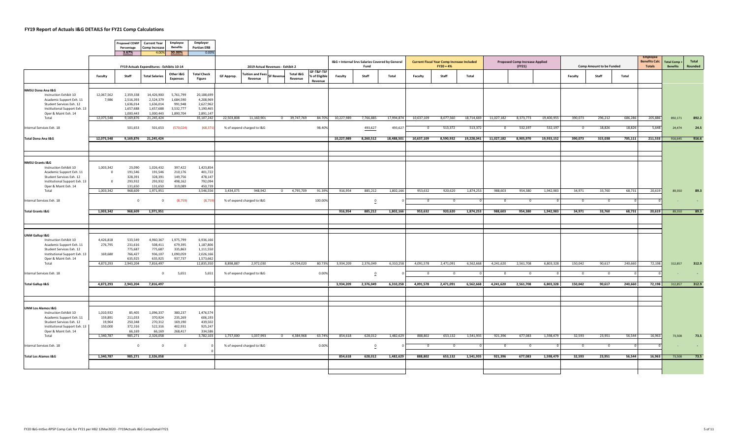# FY19 Report of Actuals I&G DETAILS for FY21 Comp Calculations

| Proposed COMP Percentage | Current Year Comp Increase | Employee Benefits | Employer Portion ERB |
|---|---|---|---|
| 3.67% | 4.00% | 30.00% | 0.00% |

| | FY19 Actuals Expenditures - Exhibits 10-14 | | | | | 2019 Actual Revenues - Exhibit 2 | | | | | I&G + Internal Srvs Salaries Covered by General Fund | | | Current Fiscal Year Comp Increase Included FY20 = 4% | | | Proposed Comp Increase Applied (FY21) | | | Comp Amount to be Funded | | | Employee Benefits Calc Totals | Total Comp + Benefits | Total Rounded |
|---|---|---|---|---|---|---|---|---|---|---|---|---|---|---|---|---|---|---|---|---|---|---|---|---|---|
| | Faculty | Staff | Total Salaries | Other I&G Expenses | Total Check Figure | GF Approp. | Tuition and Fees Revenue | SF Revenue | Total I&G Revenue | GF-T&F-TSF % of Eligible Revenue | Faculty | Staff | Total | Faculty | Staff | Total | | | | Faculty | Staff | Total | | | |
| **NMSU Dona Ana I&G** | | | | | | | | | | | | | | | | | | | | | | | | | |
| Instruction Exhibit 10 | 12,067,562 | 2,359,338 | 14,426,900 | 5,761,799 | 20,188,699 | | | | | | | | | | | | | | | | | | | | |
| Academic Support Exh. 11 | 7,986 | 2,516,393 | 2,524,379 | 1,684,590 | 4,208,969 | | | | | | | | | | | | | | | | | | | | |
| Student Services Exh. 12 | | 1,636,014 | 1,636,014 | 991,948 | 2,627,962 | | | | | | | | | | | | | | | | | | | | |
| Institutional Support Exh. 13 | | 1,657,688 | 1,657,688 | 3,532,777 | 5,190,465 | | | | | | | | | | | | | | | | | | | | |
| Oper & Maint Exh. 14 | | 1,000,443 | 1,000,443 | 1,890,704 | 2,891,147 | | | | | | | | | | | | | | | | | | | | |
| Total | 12,075,548 | 9,169,876 | 21,245,424 | | 35,107,242 | 22,503,808 | 11,160,901 | 0 | 39,747,769 | 84.70% | 10,227,989 | 7,766,885 | 17,994,874 | 10,637,109 | 8,077,560 | 18,714,669 | 11,027,182 | 8,373,773 | 19,400,955 | 390,073 | 296,212 | 686,286 | 205,886 | 892,171 | 892.2 |
| Internal Services Exh. 18 | | 501,653 | 501,653 | (570,024) | (68,371) | % of expend charged to I&G | | | | 98.40% | | 493,627 | 493,627 | 0 | 513,372 | 513,372 | 0 | 532,197 | 532,197 | 0 | 18,826 | 18,826 | 5,648 | 24,474 | 24.5 |
| **Total Dona Ana I&G** | 12,075,548 | 9,169,876 | 21,245,424 | | | | | | | | 10,227,989 | 8,260,512 | 18,488,501 | 10,637,109 | 8,590,932 | 19,228,041 | 11,027,182 | 8,905,970 | 19,933,152 | 390,073 | 315,038 | 705,111 | 211,533 | 916,645 | 916.6 |
| **NMSU Grants I&G** | | | | | | | | | | | | | | | | | | | | | | | | | |
| Instruction Exhibit 10 | 1,003,342 | 23,090 | 1,026,432 | 397,422 | 1,423,854 | | | | | | | | | | | | | | | | | | | | |
| Academic Support Exh. 11 | 0 | 191,546 | 191,546 | 210,176 | 401,722 | | | | | | | | | | | | | | | | | | | | |
| Student Services Exh. 12 | | 328,391 | 328,391 | 149,756 | 478,147 | | | | | | | | | | | | | | | | | | | | |
| Institutional Support Exh. 13 | 0 | 293,932 | 293,932 | 498,162 | 792,094 | | | | | | | | | | | | | | | | | | | | |
| Oper & Maint Exh. 14 | | 131,650 | 131,650 | 319,089 | 450,739 | | | | | | | | | | | | | | | | | | | | |
| Total | 1,003,342 | 968,609 | 1,971,951 | | 3,546,556 | 3,434,075 | 948,942 | 0 | 4,795,709 | 91.39% | 916,954 | 885,212 | 1,802,166 | 953,632 | 920,620 | 1,874,253 | 988,603 | 954,380 | 1,942,983 | 34,971 | 33,760 | 68,731 | 20,619 | 89,350 | 89.3 |
| Internal Services Exh. 18 | | 0 | 0 | (8,759) | (8,759) | % of expend charged to I&G | | | | 100.00% | | 0 | 0 | 0 | 0 | 0 | 0 | 0 | 0 | 0 | 0 | 0 | 0 | - | - |
| **Total Grants I&G** | 1,003,342 | 968,609 | 1,971,951 | | | | | | | | 916,954 | 885,212 | 1,802,166 | 953,632 | 920,620 | 1,874,253 | 988,603 | 954,380 | 1,942,983 | 34,971 | 33,760 | 68,731 | 20,619 | 89,350 | 89.3 |
| **UNM Gallup I&G** | | | | | | | | | | | | | | | | | | | | | | | | | |
| Instruction Exhibit 10 | 4,426,818 | 533,549 | 4,960,367 | 1,975,799 | 6,936,166 | | | | | | | | | | | | | | | | | | | | |
| Academic Support Exh. 11 | 276,795 | 231,616 | 508,411 | 679,395 | 1,187,806 | | | | | | | | | | | | | | | | | | | | |
| Student Services Exh. 12 | | 775,687 | 775,687 | 335,863 | 1,111,550 | | | | | | | | | | | | | | | | | | | | |
| Institutional Support Exh. 13 | 169,680 | 766,427 | 936,107 | 1,090,059 | 2,026,166 | | | | | | | | | | | | | | | | | | | | |
| Oper & Maint Exh. 14 | | 635,925 | 635,925 | 937,737 | 1,573,662 | | | | | | | | | | | | | | | | | | | | |
| Total | 4,873,293 | 2,943,204 | 7,816,497 | | 12,835,350 | 8,898,887 | 2,972,030 | | 14,704,020 | 80.73% | 3,934,209 | 2,376,049 | 6,310,258 | 4,091,578 | 2,471,091 | 6,562,668 | 4,241,620 | 2,561,708 | 6,803,328 | 150,042 | 90,617 | 240,660 | 72,198 | 312,857 | 312.9 |
| Internal Services Exh. 18 | | | 0 | 5,651 | 5,651 | % of expend charged to I&G | | | | 0.00% | | 0 | 0 | 0 | 0 | 0 | 0 | 0 | 0 | 0 | 0 | 0 | 0 | - | - |
| **Total Gallup I&G** | 4,873,293 | 2,943,204 | 7,816,497 | | | | | | | | 3,934,209 | 2,376,049 | 6,310,258 | 4,091,578 | 2,471,091 | 6,562,668 | 4,241,620 | 2,561,708 | 6,803,328 | 150,042 | 90,617 | 240,660 | 72,198 | 312,857 | 312.9 |
| **UNM Los Alamos I&G** | | | | | | | | | | | | | | | | | | | | | | | | | |
| Instruction Exhibit 10 | 1,010,932 | 85,405 | 1,096,337 | 380,237 | 1,476,574 | | | | | | | | | | | | | | | | | | | | |
| Academic Support Exh. 11 | 159,891 | 211,033 | 370,924 | 235,269 | 606,193 | | | | | | | | | | | | | | | | | | | | |
| Student Services Exh. 12 | 19,964 | 250,348 | 270,312 | 169,190 | 439,502 | | | | | | | | | | | | | | | | | | | | |
| Institutional Support Exh. 13 | 150,000 | 372,316 | 522,316 | 402,931 | 925,247 | | | | | | | | | | | | | | | | | | | | |
| Oper & Maint Exh. 14 | | 66,169 | 66,169 | 268,417 | 334,586 | | | | | | | | | | | | | | | | | | | | |
| Total | 1,340,787 | 985,271 | 2,326,058 | | 3,782,103 | 1,757,000 | 1,037,993 | 0 | 4,384,968 | 63.74% | 854,618 | 628,012 | 1,482,629 | 888,802 | 653,132 | 1,541,935 | 921,396 | 677,083 | 1,598,479 | 32,593 | 23,951 | 56,544 | 16,963 | 73,508 | 73.5 |
| Internal Services Exh. 18 | | 0 | 0 | 0 | 0 | % of expend charged to I&G | | | | 0.00% | | 0 | 0 | 0 | 0 | 0 | 0 | 0 | 0 | 0 | 0 | 0 | 0 | - | - |
| | | | | | 0 | | | | | | | | | | | | | | | | | | | | |
| **Total Los Alamos I&G** | 1,340,787 | 985,271 | 2,326,058 | | | | | | | | 854,618 | 628,012 | 1,482,629 | 888,802 | 653,132 | 1,541,935 | 921,396 | 677,083 | 1,598,479 | 32,593 | 23,951 | 56,544 | 16,963 | 73,508 | 73.5 |

FY20 I&G-IntSvc-RPSP Comp Calc for FY21 per HB2 12Mar2020 - FY19Actuals I&G CompDetail FY21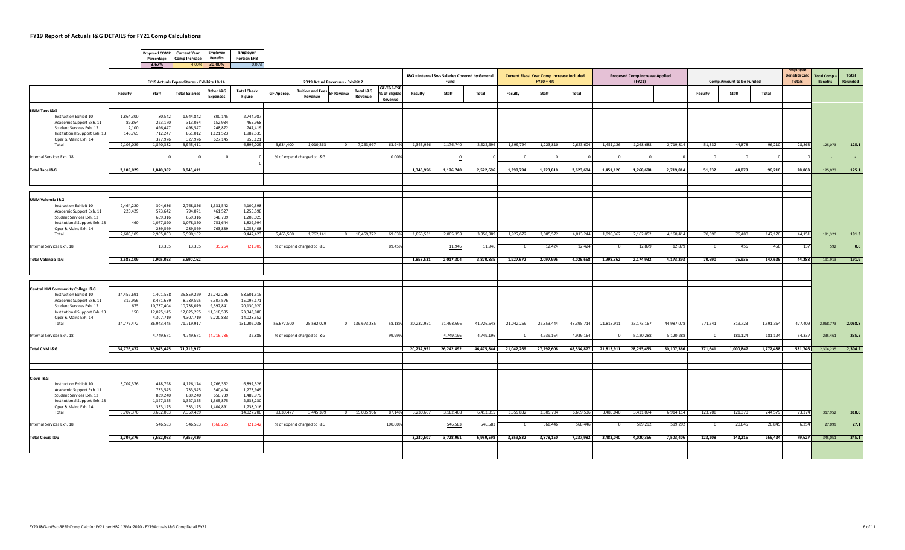# FY19 Report of Actuals I&G DETAILS for FY21 Comp Calculations

| Proposed COMP Percentage | Current Year Comp Increase | Employee Benefits | Employer Portion ERB |
|---|---|---|---|
| 3.67% | 4.00% | 30.00% | 0.00% |

| | FY19 Actuals Expenditures - Exhibits 10-14 | | | | | 2019 Actual Revenues - Exhibit 2 | | | | | I&G + Internal Srvs Salaries Covered by General Fund | | | Current Fiscal Year Comp Increase Included FY20 = 4% | | | Proposed Comp Increase Applied (FY21) | | | Comp Amount to be Funded | | | Employee Benefits Calc Totals | Total Comp + Benefits | Total Rounded |
|---|---|---|---|---|---|---|---|---|---|---|---|---|---|---|---|---|---|---|---|---|---|---|---|---|---|
| | Faculty | Staff | Total Salaries | Other I&G Expenses | Total Check Figure | GF Approp. | Tuition and Fees Revenue | SF Revenue | Total I&G Revenue | GF-T&F-TSF % of Eligible Revenue | Faculty | Staff | Total | Faculty | Staff | Total | | | | Faculty | Staff | Total | | | |
| **UNM Taos I&G** | | | | | | | | | | | | | | | | | | | | | | | | | |
| Instruction Exhibit 10 | 1,864,300 | 80,542 | 1,944,842 | 800,145 | 2,744,987 | | | | | | | | | | | | | | | | | | | | |
| Academic Support Exh. 11 | 89,864 | 223,170 | 313,034 | 152,934 | 465,968 | | | | | | | | | | | | | | | | | | | | |
| Student Services Exh. 12 | 2,100 | 496,447 | 498,547 | 248,872 | 747,419 | | | | | | | | | | | | | | | | | | | | |
| Institutional Support Exh. 13 | 148,765 | 712,247 | 861,012 | 1,121,523 | 1,982,535 | | | | | | | | | | | | | | | | | | | | |
| Oper & Maint Exh. 14 | | 327,976 | 327,976 | 627,145 | 955,121 | | | | | | | | | | | | | | | | | | | | |
| Total | 2,105,029 | 1,840,382 | 3,945,411 | | 6,896,029 | 3,634,400 | 1,010,263 | 0 | 7,263,997 | 63.94% | 1,345,956 | 1,176,740 | 2,522,696 | 1,399,794 | 1,223,810 | 2,623,604 | 1,451,126 | 1,268,688 | 2,719,814 | 51,332 | 44,878 | 96,210 | 28,863 | 125,073 | 125.1 |
| Internal Services Exh. 18 | | 0 | 0 | 0 | 0 | % of expend charged to I&G | | | | 0.00% | | 0 | 0 | 0 | 0 | 0 | 0 | 0 | 0 | 0 | 0 | 0 | 0 | - | - |
| | | | | | 0 | | | | | | | | | | | | | | | | | | | | |
| **Total Taos I&G** | 2,105,029 | 1,840,382 | 3,945,411 | | | | | | | | 1,345,956 | 1,176,740 | 2,522,696 | 1,399,794 | 1,223,810 | 2,623,604 | 1,451,126 | 1,268,688 | 2,719,814 | 51,332 | 44,878 | 96,210 | 28,863 | 125,073 | 125.1 |
| **UNM Valencia I&G** | | | | | | | | | | | | | | | | | | | | | | | | | |
| Instruction Exhibit 10 | 2,464,220 | 304,636 | 2,768,856 | 1,331,542 | 4,100,398 | | | | | | | | | | | | | | | | | | | | |
| Academic Support Exh. 11 | 220,429 | 573,642 | 794,071 | 461,527 | 1,255,598 | | | | | | | | | | | | | | | | | | | | |
| Student Services Exh. 12 | | 659,316 | 659,316 | 548,709 | 1,208,025 | | | | | | | | | | | | | | | | | | | | |
| Institutional Support Exh. 13 | 460 | 1,077,890 | 1,078,350 | 751,644 | 1,829,994 | | | | | | | | | | | | | | | | | | | | |
| Oper & Maint Exh. 14 | | 289,569 | 289,569 | 763,839 | 1,053,408 | | | | | | | | | | | | | | | | | | | | |
| Total | 2,685,109 | 2,905,053 | 5,590,162 | | 9,447,423 | 5,465,500 | 1,762,141 | 0 | 10,469,772 | 69.03% | 1,853,531 | 2,005,358 | 3,858,889 | 1,927,672 | 2,085,572 | 4,013,244 | 1,998,362 | 2,162,052 | 4,160,414 | 70,690 | 76,480 | 147,170 | 44,151 | 191,321 | 191.3 |
| Internal Services Exh. 18 | | 13,355 | 13,355 | (35,264) | (21,909) | % of expend charged to I&G | | | | 89.45% | | 11,946 | 11,946 | 0 | 12,424 | 12,424 | 0 | 12,879 | 12,879 | 0 | 456 | 456 | 137 | 592 | 0.6 |
| **Total Valencia I&G** | 2,685,109 | 2,905,053 | 5,590,162 | | | | | | | | 1,853,531 | 2,017,304 | 3,870,835 | 1,927,672 | 2,097,996 | 4,025,668 | 1,998,362 | 2,174,932 | 4,173,293 | 70,690 | 76,936 | 147,625 | 44,288 | 191,913 | 191.9 |
| **Central NM Community College I&G** | | | | | | | | | | | | | | | | | | | | | | | | | |
| Instruction Exhibit 10 | 34,457,691 | 1,401,538 | 35,859,229 | 22,742,286 | 58,601,515 | | | | | | | | | | | | | | | | | | | | |
| Academic Support Exh. 11 | 317,956 | 8,471,639 | 8,789,595 | 6,307,576 | 15,097,171 | | | | | | | | | | | | | | | | | | | | |
| Student Services Exh. 12 | 675 | 10,737,404 | 10,738,079 | 9,392,841 | 20,130,920 | | | | | | | | | | | | | | | | | | | | |
| Institutional Support Exh. 13 | 150 | 12,025,145 | 12,025,295 | 11,318,585 | 23,343,880 | | | | | | | | | | | | | | | | | | | | |
| Oper & Maint Exh. 14 | | 4,307,719 | 4,307,719 | 9,720,833 | 14,028,552 | | | | | | | | | | | | | | | | | | | | |
| Total | 34,776,472 | 36,943,445 | 71,719,917 | | 131,202,038 | 55,677,500 | 25,582,029 | 0 | 139,673,285 | 58.18% | 20,232,951 | 21,493,696 | 41,726,648 | 21,042,269 | 22,353,444 | 43,395,714 | 21,813,911 | 23,173,167 | 44,987,078 | 771,641 | 819,723 | 1,591,364 | 477,409 | 2,068,773 | 2,068.8 |
| Internal Services Exh. 18 | | 4,749,671 | 4,749,671 | (4,716,786) | 32,885 | % of expend charged to I&G | | | | 99.99% | | 4,749,196 | 4,749,196 | 0 | 4,939,164 | 4,939,164 | 0 | 5,120,288 | 5,120,288 | 0 | 181,124 | 181,124 | 54,337 | 235,461 | 235.5 |
| **Total CNM I&G** | 34,776,472 | 36,943,445 | 71,719,917 | | | | | | | | 20,232,951 | 26,242,892 | 46,475,844 | 21,042,269 | 27,292,608 | 48,334,877 | 21,813,911 | 28,293,455 | 50,107,366 | 771,641 | 1,000,847 | 1,772,488 | 531,746 | 2,304,235 | 2,304.2 |
| **Clovis I&G** | | | | | | | | | | | | | | | | | | | | | | | | | |
| Instruction Exhibit 10 | 3,707,376 | 418,798 | 4,126,174 | 2,766,352 | 6,892,526 | | | | | | | | | | | | | | | | | | | | |
| Academic Support Exh. 11 | | 733,545 | 733,545 | 540,404 | 1,273,949 | | | | | | | | | | | | | | | | | | | | |
| Student Services Exh. 12 | | 839,240 | 839,240 | 650,739 | 1,489,979 | | | | | | | | | | | | | | | | | | | | |
| Institutional Support Exh. 13 | | 1,327,355 | 1,327,355 | 1,305,875 | 2,633,230 | | | | | | | | | | | | | | | | | | | | |
| Oper & Maint Exh. 14 | | 333,125 | 333,125 | 1,404,891 | 1,738,016 | | | | | | | | | | | | | | | | | | | | |
| Total | 3,707,376 | 3,652,063 | 7,359,439 | | 14,027,700 | 9,630,477 | 3,445,399 | 0 | 15,005,966 | 87.14% | 3,230,607 | 3,182,408 | 6,413,015 | 3,359,832 | 3,309,704 | 6,669,536 | 3,483,040 | 3,431,074 | 6,914,114 | 123,208 | 121,370 | 244,579 | 73,374 | 317,952 | 318.0 |
| Internal Services Exh. 18 | | 546,583 | 546,583 | (568,225) | (21,642) | % of expend charged to I&G | | | | 100.00% | | 546,583 | 546,583 | 0 | 568,446 | 568,446 | 0 | 589,292 | 589,292 | 0 | 20,845 | 20,845 | 6,254 | 27,099 | 27.1 |
| **Total Clovis I&G** | 3,707,376 | 3,652,063 | 7,359,439 | | | | | | | | 3,230,607 | 3,728,991 | 6,959,598 | 3,359,832 | 3,878,150 | 7,237,982 | 3,483,040 | 4,020,366 | 7,503,406 | 123,208 | 142,216 | 265,424 | 79,627 | 345,051 | 345.1 |

FY20 I&G-IntSvc-RPSP Comp Calc for FY21 per HB2 12Mar2020 - FY19Actuals I&G CompDetail FY21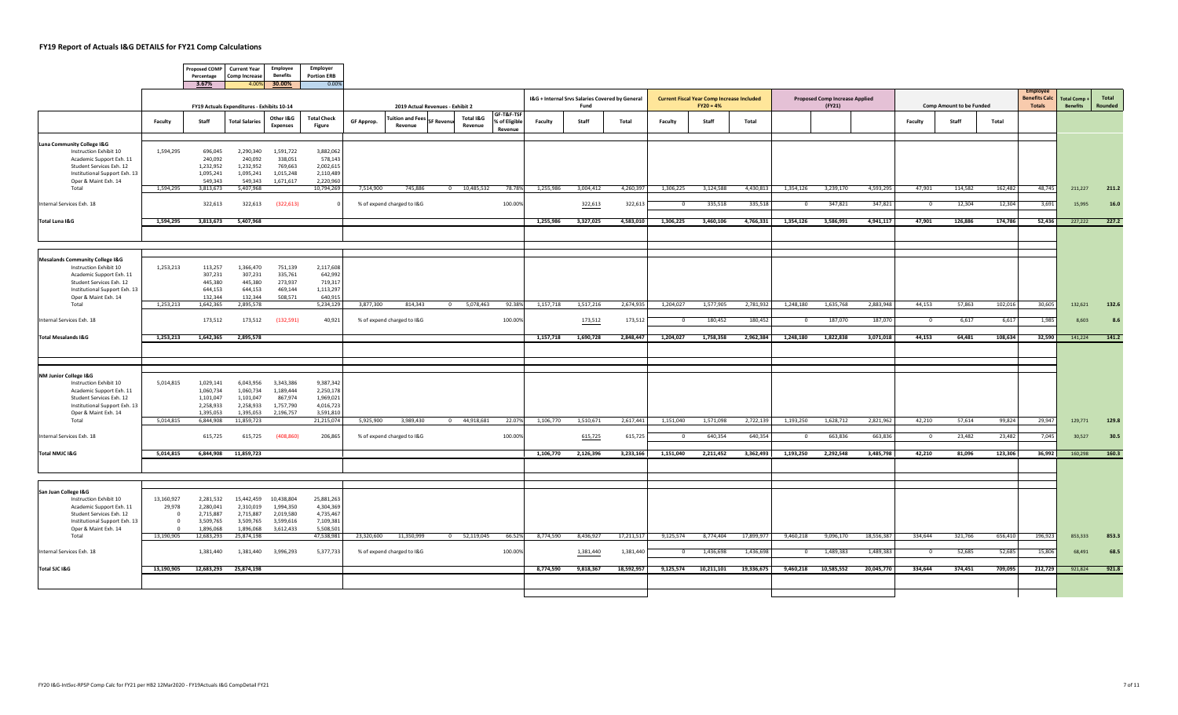# FY19 Report of Actuals I&G DETAILS for FY21 Comp Calculations

| Proposed COMP Percentage | Current Year Comp Increase | Employee Benefits | Employer Portion ERB |
|---|---|---|---|
| 3.67% | 4.00% | 30.00% | 0.00% |

| | FY19 Actuals Expenditures - Exhibits 10-14 | | | | | 2019 Actual Revenues - Exhibit 2 | | | | | I&G + Internal Srvs Salaries Covered by General Fund | | | Current Fiscal Year Comp Increase Included FY20 = 4% | | | Proposed Comp Increase Applied (FY21) | | | Comp Amount to be Funded | | | Employee Benefits Calc Totals | Total Comp + Benefits | Total Rounded |
|---|---|---|---|---|---|---|---|---|---|---|---|---|---|---|---|---|---|---|---|---|---|---|---|---|---|
| | Faculty | Staff | Total Salaries | Other I&G Expenses | Total Check Figure | GF Approp. | Tuition and Fees Revenue | SF Revenue | Total I&G Revenue | GF-T&F-TSF % of Eligible Revenue | Faculty | Staff | Total | Faculty | Staff | Total | | | | Faculty | Staff | Total | | | |
| **Luna Community College I&G** | | | | | | | | | | | | | | | | | | | | | | | | | |
| Instruction Exhibit 10 | 1,594,295 | 696,045 | 2,290,340 | 1,591,722 | 3,882,062 | | | | | | | | | | | | | | | | | | | | |
| Academic Support Exh. 11 | | 240,092 | 240,092 | 338,051 | 578,143 | | | | | | | | | | | | | | | | | | | | |
| Student Services Exh. 12 | | 1,232,952 | 1,232,952 | 769,663 | 2,002,615 | | | | | | | | | | | | | | | | | | | | |
| Institutional Support Exh. 13 | | 1,095,241 | 1,095,241 | 1,015,248 | 2,110,489 | | | | | | | | | | | | | | | | | | | | |
| Oper & Maint Exh. 14 | | 549,343 | 549,343 | 1,671,617 | 2,220,960 | | | | | | | | | | | | | | | | | | | | |
| Total | 1,594,295 | 3,813,673 | 5,407,968 | | 10,794,269 | 7,514,900 | 745,886 | 0 | 10,485,532 | 78.78% | 1,255,986 | 3,004,412 | 4,260,397 | 1,306,225 | 3,124,588 | 4,430,813 | 1,354,126 | 3,239,170 | 4,593,295 | 47,901 | 114,582 | 162,482 | 48,745 | 211,227 | 211.2 |
| Internal Services Exh. 18 | | 322,613 | 322,613 | (322,613) | 0 | % of expend charged to I&G | | | | 100.00% | | 322,613 | 322,613 | 0 | 335,518 | 335,518 | 0 | 347,821 | 347,821 | 0 | 12,304 | 12,304 | 3,691 | 15,995 | 16.0 |
| **Total Luna I&G** | 1,594,295 | 3,813,673 | 5,407,968 | | | | | | | | 1,255,986 | 3,327,025 | 4,583,010 | 1,306,225 | 3,460,106 | 4,766,331 | 1,354,126 | 3,586,991 | 4,941,117 | 47,901 | 126,886 | 174,786 | 52,436 | 227,222 | 227.2 |
| **Mesalands Community College I&G** | | | | | | | | | | | | | | | | | | | | | | | | | |
| Instruction Exhibit 10 | 1,253,213 | 113,257 | 1,366,470 | 751,139 | 2,117,608 | | | | | | | | | | | | | | | | | | | | |
| Academic Support Exh. 11 | | 307,231 | 307,231 | 335,761 | 642,992 | | | | | | | | | | | | | | | | | | | | |
| Student Services Exh. 12 | | 445,380 | 445,380 | 273,937 | 719,317 | | | | | | | | | | | | | | | | | | | | |
| Institutional Support Exh. 13 | | 644,153 | 644,153 | 469,144 | 1,113,297 | | | | | | | | | | | | | | | | | | | | |
| Oper & Maint Exh. 14 | | 132,344 | 132,344 | 508,571 | 640,915 | | | | | | | | | | | | | | | | | | | | |
| Total | 1,253,213 | 1,642,365 | 2,895,578 | | 5,234,129 | 3,877,300 | 814,343 | 0 | 5,078,463 | 92.38% | 1,157,718 | 1,517,216 | 2,674,935 | 1,204,027 | 1,577,905 | 2,781,932 | 1,248,180 | 1,635,768 | 2,883,948 | 44,153 | 57,863 | 102,016 | 30,605 | 132,621 | 132.6 |
| Internal Services Exh. 18 | | 173,512 | 173,512 | (132,591) | 40,921 | % of expend charged to I&G | | | | 100.00% | | 173,512 | 173,512 | 0 | 180,452 | 180,452 | 0 | 187,070 | 187,070 | 0 | 6,617 | 6,617 | 1,985 | 8,603 | 8.6 |
| **Total Mesalands I&G** | 1,253,213 | 1,642,365 | 2,895,578 | | | | | | | | 1,157,718 | 1,690,728 | 2,848,447 | 1,204,027 | 1,758,358 | 2,962,384 | 1,248,180 | 1,822,838 | 3,071,018 | 44,153 | 64,481 | 108,634 | 32,590 | 141,224 | 141.2 |
| **NM Junior College I&G** | | | | | | | | | | | | | | | | | | | | | | | | | |
| Instruction Exhibit 10 | 5,014,815 | 1,029,141 | 6,043,956 | 3,343,386 | 9,387,342 | | | | | | | | | | | | | | | | | | | | |
| Academic Support Exh. 11 | | 1,060,734 | 1,060,734 | 1,189,444 | 2,250,178 | | | | | | | | | | | | | | | | | | | | |
| Student Services Exh. 12 | | 1,101,047 | 1,101,047 | 867,974 | 1,969,021 | | | | | | | | | | | | | | | | | | | | |
| Institutional Support Exh. 13 | | 2,258,933 | 2,258,933 | 1,757,790 | 4,016,723 | | | | | | | | | | | | | | | | | | | | |
| Oper & Maint Exh. 14 | | 1,395,053 | 1,395,053 | 2,196,757 | 3,591,810 | | | | | | | | | | | | | | | | | | | | |
| Total | 5,014,815 | 6,844,908 | 11,859,723 | | 21,215,074 | 5,925,900 | 3,989,430 | 0 | 44,918,681 | 22.07% | 1,106,770 | 1,510,671 | 2,617,441 | 1,151,040 | 1,571,098 | 2,722,139 | 1,193,250 | 1,628,712 | 2,821,962 | 42,210 | 57,614 | 99,824 | 29,947 | 129,771 | 129.8 |
| Internal Services Exh. 18 | | 615,725 | 615,725 | (408,860) | 206,865 | % of expend charged to I&G | | | | 100.00% | | 615,725 | 615,725 | 0 | 640,354 | 640,354 | 0 | 663,836 | 663,836 | 0 | 23,482 | 23,482 | 7,045 | 30,527 | 30.5 |
| **Total NMJC I&G** | 5,014,815 | 6,844,908 | 11,859,723 | | | | | | | | 1,106,770 | 2,126,396 | 3,233,166 | 1,151,040 | 2,211,452 | 3,362,493 | 1,193,250 | 2,292,548 | 3,485,798 | 42,210 | 81,096 | 123,306 | 36,992 | 160,298 | 160.3 |
| **San Juan College I&G** | | | | | | | | | | | | | | | | | | | | | | | | | |
| Instruction Exhibit 10 | 13,160,927 | 2,281,532 | 15,442,459 | 10,438,804 | 25,881,263 | | | | | | | | | | | | | | | | | | | | |
| Academic Support Exh. 11 | 29,978 | 2,280,041 | 2,310,019 | 1,994,350 | 4,304,369 | | | | | | | | | | | | | | | | | | | | |
| Student Services Exh. 12 | 0 | 2,715,887 | 2,715,887 | 2,019,580 | 4,735,467 | | | | | | | | | | | | | | | | | | | | |
| Institutional Support Exh. 13 | 0 | 3,509,765 | 3,509,765 | 3,599,616 | 7,109,381 | | | | | | | | | | | | | | | | | | | | |
| Oper & Maint Exh. 14 | 0 | 1,896,068 | 1,896,068 | 3,612,433 | 5,508,501 | | | | | | | | | | | | | | | | | | | | |
| Total | 13,190,905 | 12,683,293 | 25,874,198 | | 47,538,981 | 23,320,600 | 11,350,999 | 0 | 52,119,045 | 66.52% | 8,774,590 | 8,436,927 | 17,211,517 | 9,125,574 | 8,774,404 | 17,899,977 | 9,460,218 | 9,096,170 | 18,556,387 | 334,644 | 321,766 | 656,410 | 196,923 | 853,333 | 853.3 |
| Internal Services Exh. 18 | | 1,381,440 | 1,381,440 | 3,996,293 | 5,377,733 | % of expend charged to I&G | | | | 100.00% | | 1,381,440 | 1,381,440 | 0 | 1,436,698 | 1,436,698 | 0 | 1,489,383 | 1,489,383 | 0 | 52,685 | 52,685 | 15,806 | 68,491 | 68.5 |
| **Total SJC I&G** | 13,190,905 | 12,683,293 | 25,874,198 | | | | | | | | 8,774,590 | 9,818,367 | 18,592,957 | 9,125,574 | 10,211,101 | 19,336,675 | 9,460,218 | 10,585,552 | 20,045,770 | 334,644 | 374,451 | 709,095 | 212,729 | 921,824 | 921.8 |

FY20 I&G-IntSvc-RPSP Comp Calc for FY21 per HB2 12Mar2020 - FY19Actuals I&G CompDetail FY21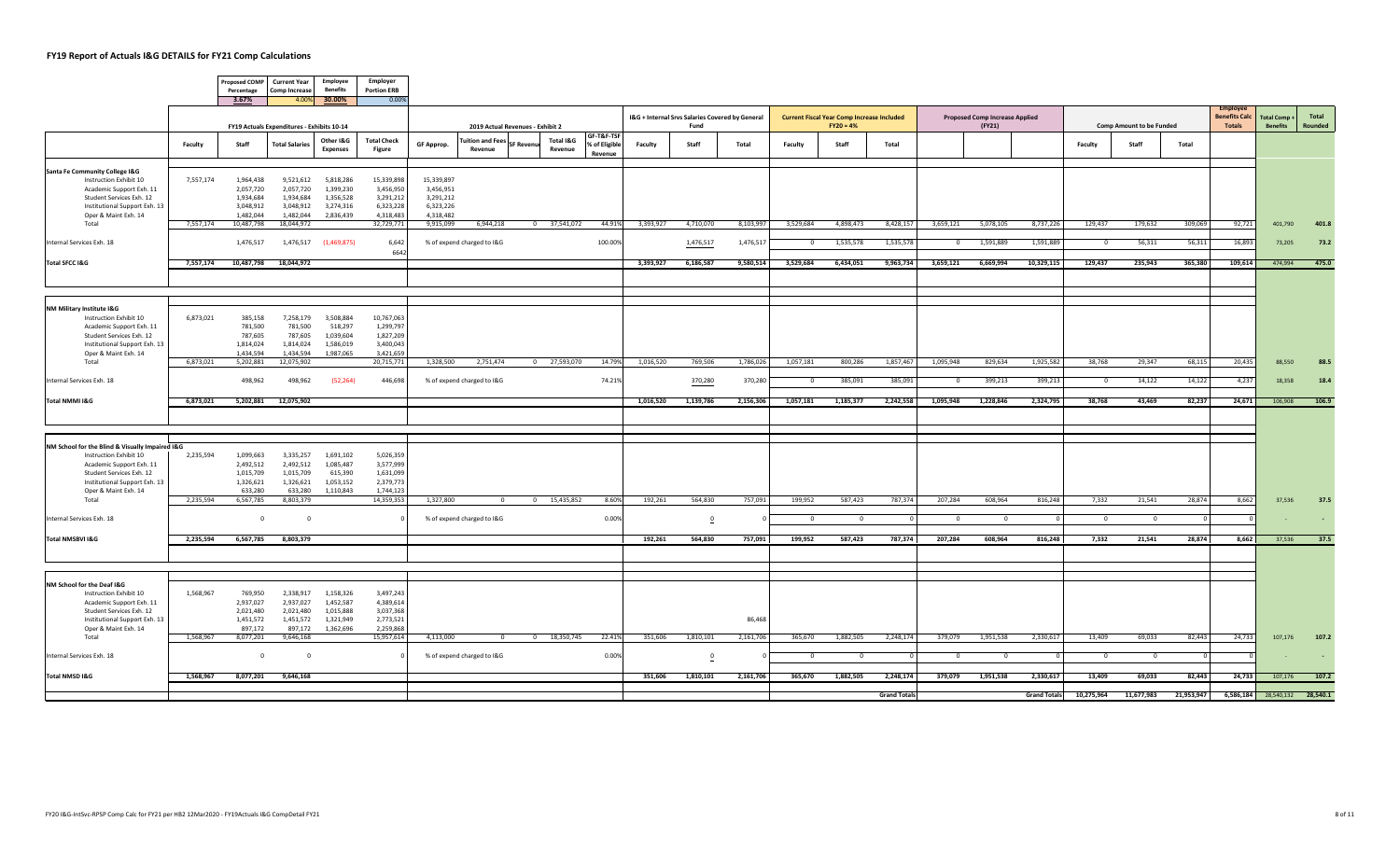# FY19 Report of Actuals I&G DETAILS for FY21 Comp Calculations

| Proposed COMP Percentage | Current Year Comp Increase | Employee Benefits | Employer Portion ERB |
|---|---|---|---|
| 3.67% | 4.00% | 30.00% | 0.00% |

| | FY19 Actuals Expenditures - Exhibits 10-14 | | | | | 2019 Actual Revenues - Exhibit 2 | | | | | I&G + Internal Srvs Salaries Covered by General Fund | | | Current Fiscal Year Comp Increase Included FY20 = 4% | | | Proposed Comp Increase Applied (FY21) | | | Comp Amount to be Funded | | | Employee Benefits Calc Totals | Total Comp + Benefits | Total Rounded |
|---|---|---|---|---|---|---|---|---|---|---|---|---|---|---|---|---|---|---|---|---|---|---|---|---|---|
| | Faculty | Staff | Total Salaries | Other I&G Expenses | Total Check Figure | GF Approp. | Tuition and Fees Revenue | SF Revenue | Total I&G Revenue | GF-T&F-TSF % of Eligible Revenue | Faculty | Staff | Total | Faculty | Staff | Total | | | | Faculty | Staff | Total | | | |
| **Santa Fe Community College I&G** | | | | | | | | | | | | | | | | | | | | | | | | | |
| Instruction Exhibit 10 | 7,557,174 | 1,964,438 | 9,521,612 | 5,818,286 | 15,339,898 | 15,339,897 | | | | | | | | | | | | | | | | | | | |
| Academic Support Exh. 11 | | 2,057,720 | 2,057,720 | 1,399,230 | 3,456,950 | 3,456,951 | | | | | | | | | | | | | | | | | | | |
| Student Services Exh. 12 | | 1,934,684 | 1,934,684 | 1,356,528 | 3,291,212 | 3,291,212 | | | | | | | | | | | | | | | | | | | |
| Institutional Support Exh. 13 | | 3,048,912 | 3,048,912 | 3,274,316 | 6,323,228 | 6,323,226 | | | | | | | | | | | | | | | | | | | |
| Oper & Maint Exh. 14 | | 1,482,044 | 1,482,044 | 2,836,439 | 4,318,483 | 4,318,482 | | | | | | | | | | | | | | | | | | | |
| Total | 7,557,174 | 10,487,798 | 18,044,972 | | 32,729,771 | 9,915,099 | 6,944,218 | 0 | 37,541,072 | 44.91% | 3,393,927 | 4,710,070 | 8,103,997 | 3,529,684 | 4,898,473 | 8,428,157 | 3,659,121 | 5,078,105 | 8,737,226 | 129,437 | 179,632 | 309,069 | 92,721 | 401,790 | 401.8 |
| Internal Services Exh. 18 | | 1,476,517 | 1,476,517 | (1,469,875) | 6,642 | % of expend charged to I&G | | | | 100.00% | | 1,476,517 | 1,476,517 | 0 | 1,535,578 | 1,535,578 | 0 | 1,591,889 | 1,591,889 | 0 | 56,311 | 56,311 | 16,893 | 73,205 | 73.2 |
| | | | | | 6642 | | | | | | | | | | | | | | | | | | | | |
| **Total SFCC I&G** | 7,557,174 | 10,487,798 | 18,044,972 | | | | | | | | 3,393,927 | 6,186,587 | 9,580,514 | 3,529,684 | 6,434,051 | 9,963,734 | 3,659,121 | 6,669,994 | 10,329,115 | 129,437 | 235,943 | 365,380 | 109,614 | 474,994 | 475.0 |
| **NM Military Institute I&G** | | | | | | | | | | | | | | | | | | | | | | | | | |
| Instruction Exhibit 10 | 6,873,021 | 385,158 | 7,258,179 | 3,508,884 | 10,767,063 | | | | | | | | | | | | | | | | | | | | |
| Academic Support Exh. 11 | | 781,500 | 781,500 | 518,297 | 1,299,797 | | | | | | | | | | | | | | | | | | | | |
| Student Services Exh. 12 | | 787,605 | 787,605 | 1,039,604 | 1,827,209 | | | | | | | | | | | | | | | | | | | | |
| Institutional Support Exh. 13 | | 1,814,024 | 1,814,024 | 1,586,019 | 3,400,043 | | | | | | | | | | | | | | | | | | | | |
| Oper & Maint Exh. 14 | | 1,434,594 | 1,434,594 | 1,987,065 | 3,421,659 | | | | | | | | | | | | | | | | | | | | |
| Total | 6,873,021 | 5,202,881 | 12,075,902 | | 20,715,771 | 1,328,500 | 2,751,474 | 0 | 27,593,070 | 14.79% | 1,016,520 | 769,506 | 1,786,026 | 1,057,181 | 800,286 | 1,857,467 | 1,095,948 | 829,634 | 1,925,582 | 38,768 | 29,347 | 68,115 | 20,435 | 88,550 | 88.5 |
| Internal Services Exh. 18 | | 498,962 | 498,962 | (52,264) | 446,698 | % of expend charged to I&G | | | | 74.21% | | 370,280 | 370,280 | 0 | 385,091 | 385,091 | 0 | 399,213 | 399,213 | 0 | 14,122 | 14,122 | 4,237 | 18,358 | 18.4 |
| **Total NMMI I&G** | 6,873,021 | 5,202,881 | 12,075,902 | | | | | | | | 1,016,520 | 1,139,786 | 2,156,306 | 1,057,181 | 1,185,377 | 2,242,558 | 1,095,948 | 1,228,846 | 2,324,795 | 38,768 | 43,469 | 82,237 | 24,671 | 106,908 | 106.9 |
| **NM School for the Blind & Visually Impaired I&G** | | | | | | | | | | | | | | | | | | | | | | | | | |
| Instruction Exhibit 10 | 2,235,594 | 1,099,663 | 3,335,257 | 1,691,102 | 5,026,359 | | | | | | | | | | | | | | | | | | | | |
| Academic Support Exh. 11 | | 2,492,512 | 2,492,512 | 1,085,487 | 3,577,999 | | | | | | | | | | | | | | | | | | | | |
| Student Services Exh. 12 | | 1,015,709 | 1,015,709 | 615,390 | 1,631,099 | | | | | | | | | | | | | | | | | | | | |
| Institutional Support Exh. 13 | | 1,326,621 | 1,326,621 | 1,053,152 | 2,379,773 | | | | | | | | | | | | | | | | | | | | |
| Oper & Maint Exh. 14 | | 633,280 | 633,280 | 1,110,843 | 1,744,123 | | | | | | | | | | | | | | | | | | | | |
| Total | 2,235,594 | 6,567,785 | 8,803,379 | | 14,359,353 | 1,327,800 | 0 | 0 | 15,435,852 | 8.60% | 192,261 | 564,830 | 757,091 | 199,952 | 587,423 | 787,374 | 207,284 | 608,964 | 816,248 | 7,332 | 21,541 | 28,874 | 8,662 | 37,536 | 37.5 |
| Internal Services Exh. 18 | | 0 | 0 | | 0 | % of expend charged to I&G | | | | 0.00% | | 0 | 0 | 0 | 0 | 0 | 0 | 0 | 0 | 0 | 0 | 0 | 0 | - | - |
| **Total NMSBVI I&G** | 2,235,594 | 6,567,785 | 8,803,379 | | | | | | | | 192,261 | 564,830 | 757,091 | 199,952 | 587,423 | 787,374 | 207,284 | 608,964 | 816,248 | 7,332 | 21,541 | 28,874 | 8,662 | 37,536 | 37.5 |
| **NM School for the Deaf I&G** | | | | | | | | | | | | | | | | | | | | | | | | | |
| Instruction Exhibit 10 | 1,568,967 | 769,950 | 2,338,917 | 1,158,326 | 3,497,243 | | | | | | | | | | | | | | | | | | | | |
| Academic Support Exh. 11 | | 2,937,027 | 2,937,027 | 1,452,587 | 4,389,614 | | | | | | | | | | | | | | | | | | | | |
| Student Services Exh. 12 | | 2,021,480 | 2,021,480 | 1,015,888 | 3,037,368 | | | | | | | | | | | | | | | | | | | | |
| Institutional Support Exh. 13 | | 1,451,572 | 1,451,572 | 1,321,949 | 2,773,521 | | | | | | | | 86,468 | | | | | | | | | | | | |
| Oper & Maint Exh. 14 | | 897,172 | 897,172 | 1,362,696 | 2,259,868 | | | | | | | | | | | | | | | | | | | | |
| Total | 1,568,967 | 8,077,201 | 9,646,168 | | 15,957,614 | 4,113,000 | 0 | 0 | 18,350,745 | 22.41% | 351,606 | 1,810,101 | 2,161,706 | 365,670 | 1,882,505 | 2,248,174 | 379,079 | 1,951,538 | 2,330,617 | 13,409 | 69,033 | 82,443 | 24,733 | 107,176 | 107.2 |
| Internal Services Exh. 18 | | 0 | 0 | | 0 | % of expend charged to I&G | | | | 0.00% | | 0 | 0 | 0 | 0 | 0 | 0 | 0 | 0 | 0 | 0 | 0 | 0 | - | - |
| **Total NMSD I&G** | 1,568,967 | 8,077,201 | 9,646,168 | | | | | | | | 351,606 | 1,810,101 | 2,161,706 | 365,670 | 1,882,505 | 2,248,174 | 379,079 | 1,951,538 | 2,330,617 | 13,409 | 69,033 | 82,443 | 24,733 | 107,176 | 107.2 |
| | | | | | | | | | | | | | | | | Grand Totals | | | Grand Totals | 10,275,964 | 11,677,983 | 21,953,947 | 6,586,184 | 28,540,132 | 28,540.1 |

FY20 I&G-IntSvc-RPSP Comp Calc for FY21 per HB2 12Mar2020 - FY19Actuals I&G CompDetail FY21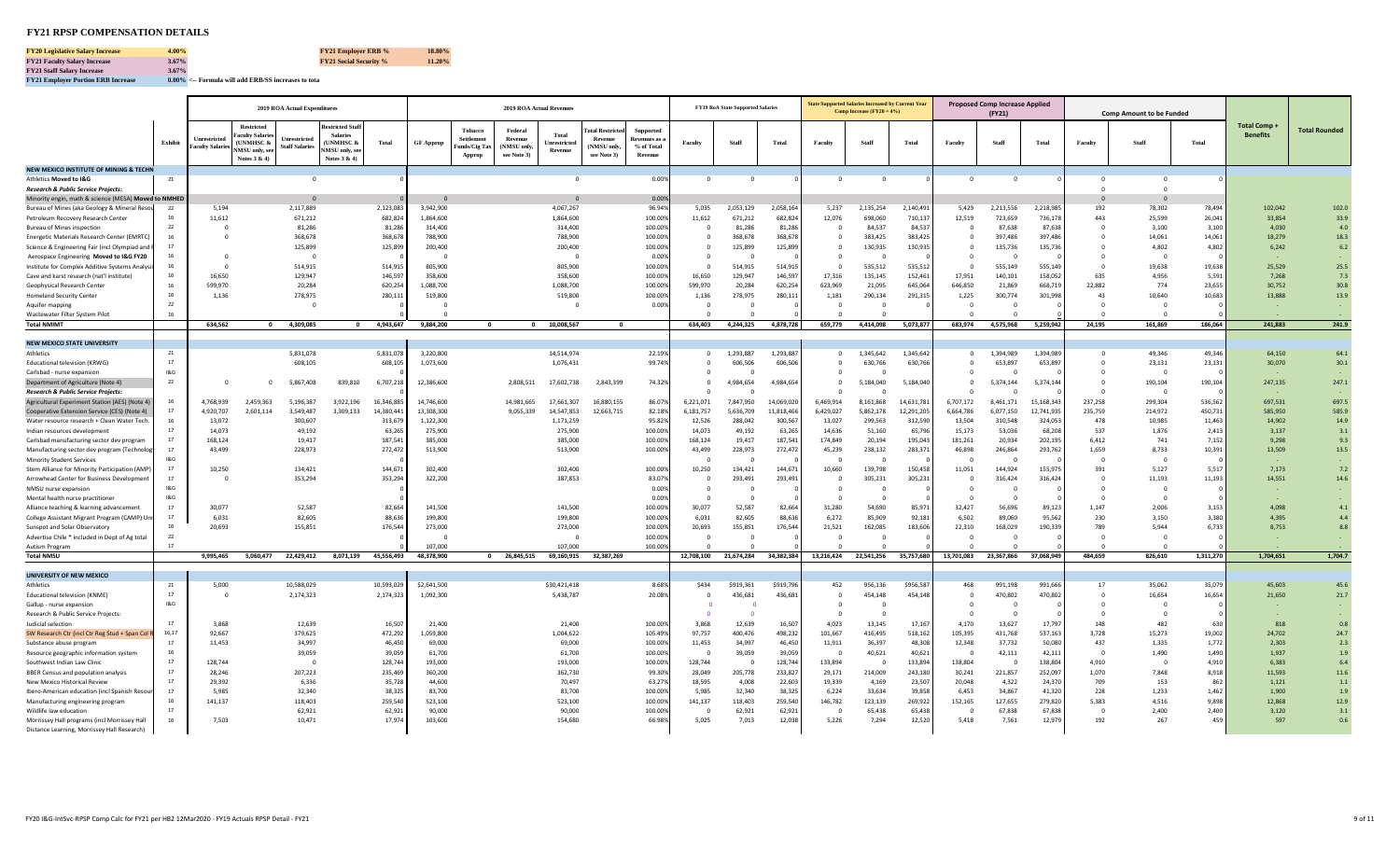# FY21 RPSP COMPENSATION DETAILS

| | | | |
|---|---|---|---|
| **FY20 Legislative Salary Increase** | 4.00% | **FY21 Employer ERB %** | 18.80% |
| **FY21 Faculty Salary Increase** | 3.67% | **FY21 Social Security %** | 11.20% |
| **FY21 Staff Salary Increase** | 3.67% | | |
| **FY21 Employer Portion ERB Increase** | 0.00% <-- Formula will add ERB/SS increases to tota | | |

| | Exhibit | 2019 ROA Actual Expenditures: Unrestricted Faculty Salaries | Restricted Faculty Salaries (UNMHSC & NMSU only, see Notes 3 & 4) | Unrestricted Staff Salaries | Restricted Staff Salaries (UNMHSC & NMSU only, see Notes 3 & 4) | Total | 2019 ROA Actual Revenues: GF Approp | Tobacco Settlement Funds/Cig Tax Approp | Federal Revenue (NMSU only, see Note 3) | Total Unrestricted Revenue | Total Restricted Revenue (NMSU only, see Note 3) | Supported Revenues as a % of Total Revenue | FY19 RoA State Supported Salaries: Faculty | Staff | Total | State Supported Salaries Increased by Current Year Comp Increase (FY20 = 4%): Faculty | Staff | Total | Proposed Comp Increase Applied (FY21): Faculty | Staff | Total | Comp Amount to be Funded: Faculty | Staff | Total | Total Comp + Benefits | Total Rounded |
|---|---|---|---|---|---|---|---|---|---|---|---|---|---|---|---|---|---|---|---|---|---|---|---|---|---|---|
| **NEW MEXICO INSTITUTE OF MINING & TECHN** | | | | | | | | | | | | | | | | | | | | | | | | | | |
| Athletics **Moved to I&G** | 21 | | | 0 | | 0 | | | | 0 | | 0.00% | 0 | 0 | 0 | 0 | 0 | 0 | 0 | 0 | 0 | 0 | 0 | 0 | | |
| ***Research & Public Service Projects:*** | | | | | | | | | | | | | | | | | | | | | | 0 | 0 | | | |
| Minority engin, math & science (MESA) **Moved to NMHED** | | | | 0 | | 0 | 0 | | | 0 | | 0.00% | | | | | | | | | | 0 | 0 | | | |
| Bureau of Mines (aka Geology & Mineral Resou | 22 | 5,194 | | 2,117,889 | | 2,123,083 | 3,942,900 | | | 4,067,267 | | 96.94% | 5,035 | 2,053,129 | 2,058,164 | 5,237 | 2,135,254 | 2,140,491 | 5,429 | 2,213,556 | 2,218,985 | 192 | 78,302 | 78,494 | 102,042 | 102.0 |
| Petroleum Recovery Research Center | 16 | 11,612 | | 671,212 | | 682,824 | 1,864,600 | | | 1,864,600 | | 100.00% | 11,612 | 671,212 | 682,824 | 12,076 | 698,060 | 710,137 | 12,519 | 723,659 | 736,178 | 443 | 25,599 | 26,041 | 33,854 | 33.9 |
| Bureau of Mines inspection | 22 | 0 | | 81,286 | | 81,286 | 314,400 | | | 314,400 | | 100.00% | 0 | 81,286 | 81,286 | 0 | 84,537 | 84,537 | 0 | 87,638 | 87,638 | 0 | 3,100 | 3,100 | 4,030 | 4.0 |
| Energetic Materials Research Center (EMRTC) | 16 | 0 | | 368,678 | | 368,678 | 788,900 | | | 788,900 | | 100.00% | 0 | 368,678 | 368,678 | 0 | 383,425 | 383,425 | 0 | 397,486 | 397,486 | 0 | 14,061 | 14,061 | 18,279 | 18.3 |
| Science & Engineering Fair (incl Olympiad and E | 17 | | | 125,899 | | 125,899 | 200,400 | | | 200,400 | | 100.00% | 0 | 125,899 | 125,899 | 0 | 130,935 | 130,935 | 0 | 135,736 | 135,736 | 0 | 4,802 | 4,802 | 6,242 | 6.2 |
| Aerospace Engineering **Moved to I&G FY20** | 16 | 0 | | 0 | | 0 | 0 | | | 0 | | 0.00% | 0 | 0 | 0 | 0 | 0 | 0 | 0 | 0 | 0 | 0 | 0 | 0 | - | - |
| Institute for Complex Additive Systems Analysi | 16 | 0 | | 514,915 | | 514,915 | 805,900 | | | 805,900 | | 100.00% | 0 | 514,915 | 514,915 | 0 | 535,512 | 535,512 | 0 | 555,149 | 555,149 | 0 | 19,638 | 19,638 | 25,529 | 25.5 |
| Cave and karst research (nat'l institute) | 16 | 16,650 | | 129,947 | | 146,597 | 358,600 | | | 358,600 | | 100.00% | 16,650 | 129,947 | 146,597 | 17,316 | 135,145 | 152,461 | 17,951 | 140,101 | 158,052 | 635 | 4,956 | 5,591 | 7,268 | 7.3 |
| Geophysical Research Center | 16 | 599,970 | | 20,284 | | 620,254 | 1,088,700 | | | 1,088,700 | | 100.00% | 599,970 | 20,284 | 620,254 | 623,969 | 21,095 | 645,064 | 646,850 | 21,869 | 668,719 | 22,882 | 774 | 23,655 | 30,752 | 30.8 |
| Homeland Security Center | 16 | 1,136 | | 278,975 | | 280,111 | 519,800 | | | 519,800 | | 100.00% | 1,136 | 278,975 | 280,111 | 1,181 | 290,134 | 291,315 | 1,225 | 300,774 | 301,998 | 43 | 10,640 | 10,683 | 13,888 | 13.9 |
| Aquifer mapping | 22 | | | 0 | | 0 | 0 | | | 0 | | 0.00% | 0 | 0 | 0 | 0 | 0 | 0 | 0 | 0 | 0 | 0 | 0 | 0 | - | - |
| Wastewater Filter System Pilot | 16 | | | | | 0 | 0 | | | | | | 0 | 0 | 0 | 0 | 0 | 0 | 0 | 0 | 0 | 0 | 0 | 0 | - | - |
| **Total NMIMT** | | **634,562** | **0** | **4,309,085** | **0** | **4,943,647** | **9,884,200** | **0** | **0** | **10,008,567** | **0** | | **634,403** | **4,244,325** | **4,878,728** | **659,779** | **4,414,098** | **5,073,877** | **683,974** | **4,575,968** | **5,259,942** | **24,195** | **161,869** | **186,064** | **241,883** | **241.9** |
| | | | | | | | | | | | | | | | | | | | | | | | | | | |
| **NEW MEXICO STATE UNIVERSITY** | | | | | | | | | | | | | | | | | | | | | | | | | | |
| Athletics | 21 | | | 5,831,078 | | 5,831,078 | 3,220,800 | | | 14,514,974 | | 22.19% | 0 | 1,293,887 | 1,293,887 | 0 | 1,345,642 | 1,345,642 | 0 | 1,394,989 | 1,394,989 | 0 | 49,346 | 49,346 | 64,150 | 64.1 |
| Educational television (KRWG) | 17 | | | 608,105 | | 608,105 | 1,073,600 | | | 1,076,431 | | 99.74% | 0 | 606,506 | 606,506 | 0 | 630,766 | 630,766 | 0 | 653,897 | 653,897 | 0 | 23,131 | 23,131 | 30,070 | 30.1 |
| Carlsbad - nurse expansion | I&G | | | | | 0 | | | | | | | 0 | 0 | | 0 | 0 | | 0 | 0 | | 0 | 0 | | - | - |
| Department of Agriculture (Note 4) | 22 | 0 | 0 | 5,867,408 | 839,810 | 6,707,218 | 12,386,600 | | 2,808,511 | 17,602,738 | 2,843,399 | 74.32% | 0 | 4,984,654 | 4,984,654 | 0 | 5,184,040 | 5,184,040 | 0 | 5,374,144 | 5,374,144 | 0 | 190,104 | 190,104 | 247,135 | 247.1 |
| ***Research & Public Service Projects:*** | | | | | | 0 | | | | | | | 0 | 0 | | 0 | 0 | | 0 | 0 | | 0 | 0 | | - | - |
| Agricultural Experiment Station (AES) (Note 4) | 16 | 4,768,939 | 2,459,363 | 5,196,387 | 3,922,196 | 16,346,885 | 14,746,600 | | 14,981,665 | 17,661,307 | 16,880,155 | 86.07% | 6,221,071 | 7,847,950 | 14,069,020 | 6,469,914 | 8,161,868 | 14,631,781 | 6,707,172 | 8,461,171 | 15,168,343 | 237,258 | 299,304 | 536,562 | 697,531 | 697.5 |
| Cooperative Extension Service (CES) (Note 4) | 17 | 4,920,707 | 2,601,114 | 3,549,487 | 3,309,133 | 14,380,441 | 13,308,300 | | 9,055,339 | 14,547,853 | 12,663,715 | 82.18% | 6,181,757 | 5,636,709 | 11,818,466 | 6,429,027 | 5,862,178 | 12,291,205 | 6,664,786 | 6,077,150 | 12,741,935 | 235,759 | 214,972 | 450,731 | 585,950 | 585.9 |
| Water resource research + Clean Water Tech. | 16 | 13,072 | | 300,607 | | 313,679 | 1,122,300 | | | 1,171,259 | | 95.82% | 12,526 | 288,042 | 300,567 | 13,027 | 299,563 | 312,590 | 13,504 | 310,548 | 324,053 | 478 | 10,985 | 11,463 | 14,902 | 14.9 |
| Indian resources development | 17 | 14,073 | | 49,192 | | 63,265 | 275,900 | | | 275,900 | | 100.00% | 14,073 | 49,192 | 63,265 | 14,636 | 51,160 | 65,796 | 15,173 | 53,036 | 68,208 | 537 | 1,876 | 2,413 | 3,137 | 3.1 |
| Carlsbad manufacturing sector dev program | 17 | 168,124 | | 19,417 | | 187,541 | 385,000 | | | 385,000 | | 100.00% | 168,124 | 19,417 | 187,541 | 174,849 | 20,194 | 195,043 | 181,261 | 20,934 | 202,195 | 6,412 | 741 | 7,152 | 9,298 | 9.3 |
| Manufacturing sector dev program (Technolog | 17 | 43,499 | | 228,973 | | 272,472 | 513,900 | | | 513,900 | | 100.00% | 43,499 | 228,973 | 272,472 | 45,239 | 238,132 | 283,371 | 46,898 | 246,864 | 293,762 | 1,659 | 8,733 | 10,391 | 13,509 | 13.5 |
| Minority Student Services | I&G | | | | | 0 | | | | | | | 0 | 0 | | 0 | 0 | | 0 | 0 | | 0 | 0 | | - | - |
| Stem Alliance for Minority Participation (AMP) | 17 | 10,250 | | 134,421 | | 144,671 | 302,400 | | | 302,400 | | 100.00% | 10,250 | 134,421 | 144,671 | 10,660 | 139,798 | 150,458 | 11,051 | 144,924 | 155,975 | 391 | 5,127 | 5,517 | 7,173 | 7.2 |
| Arrowhead Center for Business Development | 17 | 0 | | 353,294 | | 353,294 | 322,200 | | | 387,853 | | 83.07% | 0 | 293,491 | 293,491 | 0 | 305,231 | 305,231 | 0 | 316,424 | 316,424 | 0 | 11,193 | 11,193 | 14,551 | 14.6 |
| NMSU nurse expansion | I&G | | | | | 0 | | | | | | 0.00% | 0 | 0 | 0 | 0 | 0 | 0 | 0 | 0 | 0 | 0 | 0 | 0 | - | - |
| Mental health nurse practitioner | I&G | | | | | 0 | | | | | | 0.00% | 0 | 0 | 0 | 0 | 0 | 0 | 0 | 0 | 0 | 0 | 0 | 0 | - | - |
| Alliance teaching & learning advancement | 17 | 30,077 | | 52,587 | | 82,664 | 141,500 | | | 141,500 | | 100.00% | 30,077 | 52,587 | 82,664 | 31,280 | 54,690 | 85,971 | 32,427 | 56,696 | 89,123 | 1,147 | 2,006 | 3,153 | 4,098 | 4.1 |
| College Assistant Migrant Program (CAMP) Uni | 17 | 6,031 | | 82,605 | | 88,636 | 199,800 | | | 199,800 | | 100.00% | 6,031 | 82,605 | 88,636 | 6,272 | 85,909 | 92,181 | 6,502 | 89,060 | 95,562 | 230 | 3,150 | 3,380 | 4,395 | 4.4 |
| Sunspot and Solar Observatory | 16 | 20,693 | | 155,851 | | 176,544 | 273,000 | | | 273,000 | | 100.00% | 20,693 | 155,851 | 176,544 | 21,521 | 162,085 | 183,606 | 22,310 | 168,029 | 190,339 | 789 | 5,944 | 6,733 | 8,753 | 8.8 |
| Advertise Chile * included in Dept of Ag total | 22 | | | | | 0 | 0 | | | 0 | | 100.00% | 0 | 0 | 0 | 0 | 0 | 0 | 0 | 0 | 0 | 0 | 0 | 0 | - | - |
| Autism Program | 17 | | | | | 0 | 107,000 | | | 107,000 | | 100.00% | 0 | 0 | 0 | 0 | 0 | 0 | 0 | 0 | 0 | 0 | 0 | 0 | - | - |
| **Total NMSU** | | **9,995,465** | **5,060,477** | **22,429,412** | **8,071,139** | **45,556,493** | **48,378,900** | **0** | **26,845,515** | **69,160,915** | **32,387,269** | | **12,708,100** | **21,674,284** | **34,382,384** | **13,216,424** | **22,541,256** | **35,757,680** | **13,701,083** | **23,367,866** | **37,068,949** | **484,659** | **826,610** | **1,311,270** | **1,704,651** | **1,704.7** |
| | | | | | | | | | | | | | | | | | | | | | | | | | | |
| **UNIVERSITY OF NEW MEXICO** | | | | | | | | | | | | | | | | | | | | | | | | | | |
| Athletics | 21 | 5,000 | | 10,588,029 | | 10,593,029 | $2,641,500 | | | $30,421,418 | | 8.68% | $434 | $919,361 | $919,796 | 452 | 956,136 | $956,587 | 468 | 991,198 | 991,666 | 17 | 35,062 | 35,079 | 45,603 | 45.6 |
| Educational television (KNME) | 17 | 0 | | 2,174,323 | | 2,174,323 | 1,092,300 | | | 5,438,787 | | 20.08% | 0 | 436,681 | 436,681 | 0 | 454,148 | 454,148 | 0 | 470,802 | 470,802 | 0 | 16,654 | 16,654 | 21,650 | 21.7 |
| Gallup - nurse expansion | I&G | | | | | | | | | | | | 0 | 0 | | 0 | 0 | | 0 | 0 | | 0 | 0 | | - | - |
| Research & Public Service Projects: | | | | | | | | | | | | | 0 | 0 | | 0 | 0 | | 0 | 0 | | 0 | 0 | | - | - |
| Judicial selection | 17 | 3,868 | | 12,639 | | 16,507 | 21,400 | | | 21,400 | | 100.00% | 3,868 | 12,639 | 16,507 | 4,023 | 13,145 | 17,167 | 4,170 | 13,627 | 17,797 | 148 | 482 | 630 | 818 | 0.8 |
| SW Research Ctr (incl Ctr Reg Stud + Span Col R | 16,17 | 92,667 | | 379,625 | | 472,292 | 1,059,800 | | | 1,004,622 | | 105.49% | 97,757 | 400,476 | 498,232 | 101,667 | 416,495 | 518,162 | 105,395 | 431,768 | 537,163 | 3,728 | 15,273 | 19,002 | 24,702 | 24.7 |
| Substance abuse program | 17 | 11,453 | | 34,997 | | 46,450 | 69,000 | | | 69,000 | | 100.00% | 11,453 | 34,997 | 46,450 | 11,911 | 36,397 | 48,308 | 12,348 | 37,732 | 50,080 | 437 | 1,335 | 1,772 | 2,303 | 2.3 |
| Resource geographic information system | 16 | | | 39,059 | | 39,059 | 61,700 | | | 61,700 | | 100.00% | 0 | 39,059 | 39,059 | 0 | 40,621 | 40,621 | 0 | 42,111 | 42,111 | 0 | 1,490 | 1,490 | 1,937 | 1.9 |
| Southwest Indian Law Clinic | 17 | 128,744 | | 0 | | 128,744 | 193,000 | | | 193,000 | | 100.00% | 128,744 | 0 | 128,744 | 133,894 | 0 | 133,894 | 138,804 | 0 | 138,804 | 4,910 | 0 | 4,910 | 6,383 | 6.4 |
| BBER Census and population analysis | 17 | 28,246 | | 207,223 | | 235,469 | 360,200 | | | 362,730 | | 99.30% | 28,049 | 205,778 | 233,827 | 29,171 | 214,009 | 243,180 | 30,241 | 221,857 | 252,097 | 1,070 | 7,848 | 8,918 | 11,593 | 11.6 |
| New Mexico Historical Review | 17 | 29,392 | | 6,336 | | 35,728 | 44,600 | | | 70,497 | | 63.27% | 18,595 | 4,008 | 22,603 | 19,339 | 4,169 | 23,507 | 20,048 | 4,322 | 24,370 | 709 | 153 | 862 | 1,121 | 1.1 |
| Ibero-American education (incl Spanish Resour | 17 | 5,985 | | 32,340 | | 38,325 | 83,700 | | | 83,700 | | 100.00% | 5,985 | 32,340 | 38,325 | 6,224 | 33,634 | 39,858 | 6,453 | 34,867 | 41,320 | 228 | 1,233 | 1,462 | 1,900 | 1.9 |
| Manufacturing engineering program | 16 | 141,137 | | 118,403 | | 259,540 | 523,100 | | | 523,100 | | 100.00% | 141,137 | 118,403 | 259,540 | 146,782 | 123,139 | 269,922 | 152,165 | 127,655 | 279,820 | 5,383 | 4,516 | 9,898 | 12,868 | 12.9 |
| Wildlife law education | 17 | | | 62,921 | | 62,921 | 90,000 | | | 90,000 | | 100.00% | 0 | 62,921 | 62,921 | 0 | 65,438 | 65,438 | 0 | 67,838 | 67,838 | 0 | 2,400 | 2,400 | 3,120 | 3.1 |
| Morrissey Hall programs (incl Morrissey Hall Distance Learning, Morrissey Hall Research) | 16 | 7,503 | | 10,471 | | 17,974 | 103,600 | | | 154,680 | | 66.98% | 5,025 | 7,013 | 12,038 | 5,226 | 7,294 | 12,520 | 5,418 | 7,561 | 12,979 | 192 | 267 | 459 | 597 | 0.6 |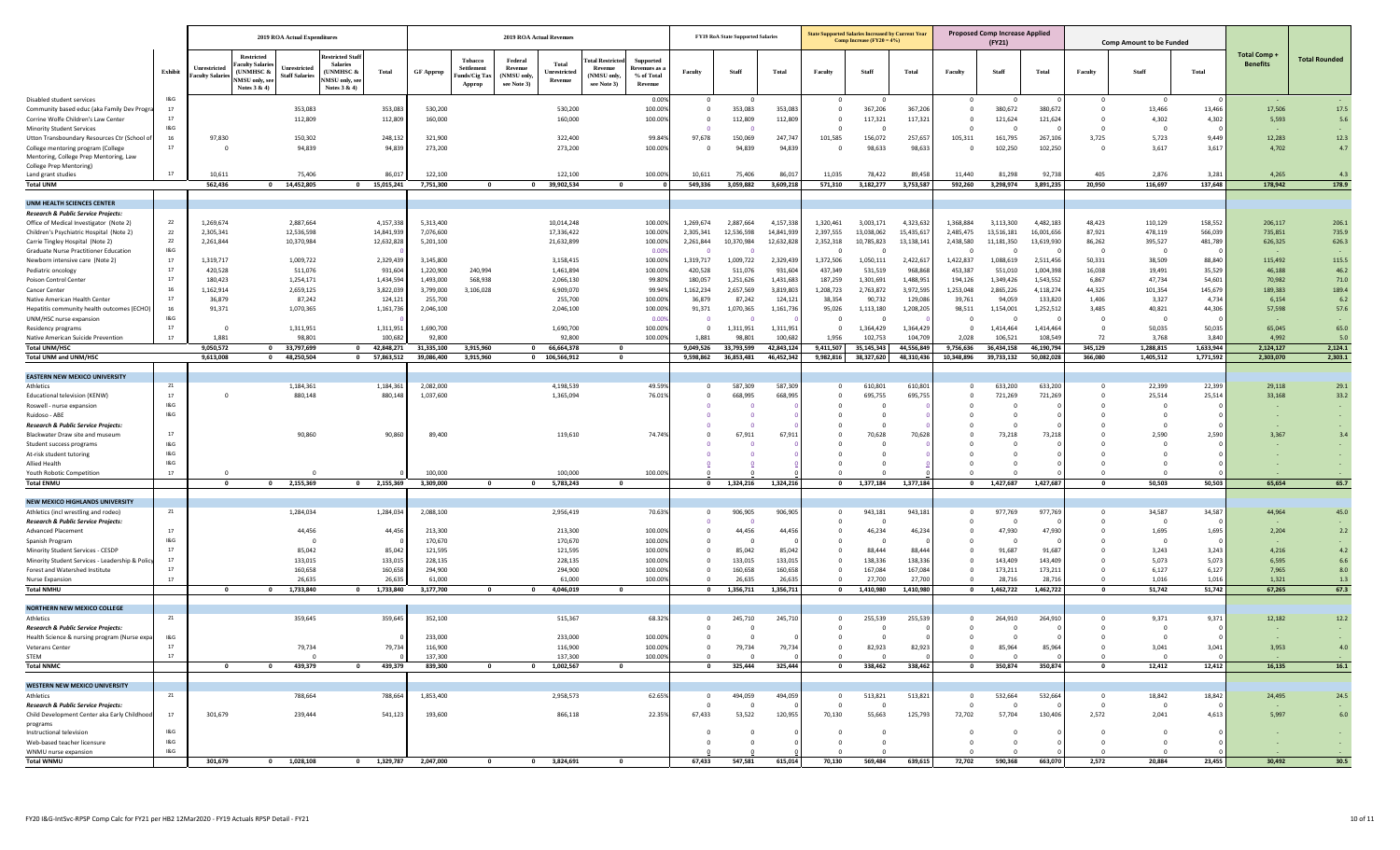| | Exhibit | 2019 ROA Actual Expenditures | | | | | 2019 ROA Actual Revenues | | | | | | FY19 RoA State Supported Salaries | | | State Supported Salaries Increased by Current Year Comp Increase (FY20 = 4%) | | | Proposed Comp Increase Applied (FY21) | | | Comp Amount to be Funded | | | Total Comp + Benefits | Total Rounded |
|---|---|---|---|---|---|---|---|---|---|---|---|---|---|---|---|---|---|---|---|---|---|---|---|---|---|---|
| | | Unrestricted Faculty Salaries | Restricted Faculty Salaries (UNMHSC & NMSU only, see Notes 3 & 4) | Unrestricted Staff Salaries | Restricted Staff Salaries (UNMHSC & NMSU only, see Notes 3 & 4) | Total | GF Approp | Tobacco Settlement Funds/Cig Tax Approp | Federal Revenue (NMSU only, see Note 3) | Total Unrestricted Revenue | Total Restricted Revenue (NMSU only, see Note 3) | Supported Revenues as a % of Total Revenue | Faculty | Staff | Total | Faculty | Staff | Total | Faculty | Staff | Total | Faculty | Staff | Total | | |
| Disabled student services | I&G | | | | | | | | | | | 0.00% | 0 | 0 | | 0 | 0 | | 0 | 0 | 0 | 0 | 0 | 0 | - | - |
| Community based educ (aka Family Dev Progra | 17 | | | 353,083 | | 353,083 | 530,200 | | | 530,200 | | 100.00% | 0 | 353,083 | 353,083 | 0 | 367,206 | 367,206 | 0 | 380,672 | 380,672 | 0 | 13,466 | 13,466 | 17,506 | 17.5 |
| Corrine Wolfe Children's Law Center | 17 | | | 112,809 | | 112,809 | 160,000 | | | 160,000 | | 100.00% | 0 | 112,809 | 112,809 | 0 | 117,321 | 117,321 | 0 | 121,624 | 121,624 | 0 | 4,302 | 4,302 | 5,593 | 5.6 |
| Minority Student Services | I&G | | | | | | | | | | | | 0 | 0 | | 0 | 0 | | 0 | 0 | 0 | 0 | 0 | 0 | - | - |
| Utton Transboundary Resources Ctr (School of | 16 | 97,830 | | 150,302 | | 248,132 | 321,900 | | | 322,400 | | 99.84% | 97,678 | 150,069 | 247,747 | 101,585 | 156,072 | 257,657 | 105,311 | 161,795 | 267,106 | 3,725 | 5,723 | 9,449 | 12,283 | 12.3 |
| College mentoring program (College Mentoring, College Prep Mentoring, Law College Prep Mentoring) | 17 | 0 | | 94,839 | | 94,839 | 273,200 | | | 273,200 | | 100.00% | 0 | 94,839 | 94,839 | 0 | 98,633 | 98,633 | 0 | 102,250 | 102,250 | 0 | 3,617 | 3,617 | 4,702 | 4.7 |
| Land grant studies | 17 | 10,611 | | 75,406 | | 86,017 | 122,100 | | | 122,100 | | 100.00% | 10,611 | 75,406 | 86,017 | 11,035 | 78,422 | 89,458 | 11,440 | 81,298 | 92,738 | 405 | 2,876 | 3,281 | 4,265 | 4.3 |
| **Total UNM** | | **562,436** | **0** | **14,452,805** | **0** | **15,015,241** | **7,751,300** | **0** | **0** | **39,902,534** | **0** | | **549,336** | **3,059,882** | **3,609,218** | **571,310** | **3,182,277** | **3,753,587** | **592,260** | **3,298,974** | **3,891,235** | **20,950** | **116,697** | **137,648** | **178,942** | **178.9** |
| **UNM HEALTH SCIENCES CENTER** | | | | | | | | | | | | | | | | | | | | | | | | | | |
| ***Research & Public Service Projects:*** | | | | | | | | | | | | | | | | | | | | | | | | | | |
| Office of Medical Investigator (Note 2) | 22 | 1,269,674 | | 2,887,664 | | 4,157,338 | 5,313,400 | | | 10,014,248 | | 100.00% | 1,269,674 | 2,887,664 | 4,157,338 | 1,320,461 | 3,003,171 | 4,323,632 | 1,368,884 | 3,113,300 | 4,482,183 | 48,423 | 110,129 | 158,552 | 206,117 | 206.1 |
| Children's Psychiatric Hospital (Note 2) | 22 | 2,305,341 | | 12,536,598 | | 14,841,939 | 7,076,600 | | | 17,336,422 | | 100.00% | 2,305,341 | 12,536,598 | 14,841,939 | 2,397,555 | 13,038,062 | 15,435,617 | 2,485,475 | 13,516,181 | 16,001,656 | 87,921 | 478,119 | 566,039 | 735,851 | 735.9 |
| Carrie Tingley Hospital (Note 2) | 22 | 2,261,844 | | 10,370,984 | | 12,632,828 | 5,201,100 | | | 21,632,899 | | 100.00% | 2,261,844 | 10,370,984 | 12,632,828 | 2,352,318 | 10,785,823 | 13,138,141 | 2,438,580 | 11,181,350 | 13,619,930 | 86,262 | 395,527 | 481,789 | 626,325 | 626.3 |
| Graduate Nurse Practitioner Education | I&G | | | | | 0 | | | | | | 0.00% | 0 | 0 | | 0 | 0 | | 0 | 0 | 0 | 0 | 0 | 0 | - | - |
| Newborn intensive care (Note 2) | 17 | 1,319,717 | | 1,009,722 | | 2,329,439 | 3,145,800 | | | 3,158,415 | | 100.00% | 1,319,717 | 1,009,722 | 2,329,439 | 1,372,506 | 1,050,111 | 2,422,617 | 1,422,837 | 1,088,619 | 2,511,456 | 50,331 | 38,509 | 88,840 | 115,492 | 115.5 |
| Pediatric oncology | 17 | 420,528 | | 511,076 | | 931,604 | 1,220,900 | 240,994 | | 1,461,894 | | 100.00% | 420,528 | 511,076 | 931,604 | 437,349 | 531,519 | 968,868 | 453,387 | 551,010 | 1,004,398 | 16,038 | 19,491 | 35,529 | 46,188 | 46.2 |
| Poison Control Center | 17 | 180,423 | | 1,254,171 | | 1,434,594 | 1,493,000 | 568,938 | | 2,066,130 | | 99.80% | 180,057 | 1,251,626 | 1,431,683 | 187,259 | 1,301,691 | 1,488,951 | 194,126 | 1,349,426 | 1,543,552 | 6,867 | 47,734 | 54,601 | 70,982 | 71.0 |
| Cancer Center | 16 | 1,162,914 | | 2,659,125 | | 3,822,039 | 3,799,000 | 3,106,028 | | 6,909,070 | | 99.94% | 1,162,234 | 2,657,569 | 3,819,803 | 1,208,723 | 2,763,872 | 3,972,595 | 1,253,048 | 2,865,226 | 4,118,274 | 44,325 | 101,354 | 145,679 | 189,383 | 189.4 |
| Native American Health Center | 17 | 36,879 | | 87,242 | | 124,121 | 255,700 | | | 255,700 | | 100.00% | 36,879 | 87,242 | 124,121 | 38,354 | 90,732 | 129,086 | 39,761 | 94,059 | 133,820 | 1,406 | 3,327 | 4,734 | 6,154 | 6.2 |
| Hepatitis community health outcomes (ECHO) | 16 | 91,371 | | 1,070,365 | | 1,161,736 | 2,046,100 | | | 2,046,100 | | 100.00% | 91,371 | 1,070,365 | 1,161,736 | 95,026 | 1,113,180 | 1,208,205 | 98,511 | 1,154,001 | 1,252,512 | 3,485 | 40,821 | 44,306 | 57,598 | 57.6 |
| UNM/HSC nurse expansion | I&G | | | | | 0 | | | | | | 0.00% | 0 | 0 | | 0 | 0 | | 0 | 0 | 0 | 0 | 0 | 0 | - | - |
| Residency programs | 17 | 0 | | 1,311,951 | | 1,311,951 | 1,690,700 | | | 1,690,700 | | 100.00% | 0 | 1,311,951 | 1,311,951 | 0 | 1,364,429 | 1,364,429 | 0 | 1,414,464 | 1,414,464 | 0 | 50,035 | 50,035 | 65,045 | 65.0 |
| Native American Suicide Prevention | 17 | 1,881 | | 98,801 | | 100,682 | 92,800 | | | 92,800 | | 100.00% | 1,881 | 98,801 | 100,682 | 1,956 | 102,753 | 104,709 | 2,028 | 106,521 | 108,549 | 72 | 3,768 | 3,840 | 4,992 | 5.0 |
| **Total UNM/HSC** | | **9,050,572** | **0** | **33,797,699** | **0** | **42,848,271** | **31,335,100** | **3,915,960** | **0** | **66,664,378** | **0** | | **9,049,526** | **33,793,599** | **42,843,124** | **9,411,507** | **35,145,343** | **44,556,849** | **9,756,636** | **36,434,158** | **46,190,794** | **345,129** | **1,288,815** | **1,633,944** | **2,124,127** | **2,124.1** |
| **Total UNM and UNM/HSC** | | **9,613,008** | **0** | **48,250,504** | **0** | **57,863,512** | **39,086,400** | **3,915,960** | **0** | **106,566,912** | **0** | | **9,598,862** | **36,853,481** | **46,452,342** | **9,982,816** | **38,327,620** | **48,310,436** | **10,348,896** | **39,733,132** | **50,082,028** | **366,080** | **1,405,512** | **1,771,592** | **2,303,070** | **2,303.1** |
| **EASTERN NEW MEXICO UNIVERSITY** | | | | | | | | | | | | | | | | | | | | | | | | | | |
| Athletics | 21 | | | 1,184,361 | | 1,184,361 | 2,082,000 | | | 4,198,539 | | 49.59% | 0 | 587,309 | 587,309 | 0 | 610,801 | 610,801 | 0 | 633,200 | 633,200 | 0 | 22,399 | 22,399 | 29,118 | 29.1 |
| Educational television (KENW) | 17 | 0 | | 880,148 | | 880,148 | 1,037,600 | | | 1,365,094 | | 76.01% | 0 | 668,995 | 668,995 | 0 | 695,755 | 695,755 | 0 | 721,269 | 721,269 | 0 | 25,514 | 25,514 | 33,168 | 33.2 |
| Roswell - nurse expansion | I&G | | | | | | | | | | | | 0 | 0 | 0 | 0 | 0 | | 0 | 0 | 0 | 0 | 0 | 0 | - | - |
| Ruidoso - ABE | I&G | | | | | | | | | | | | 0 | 0 | 0 | 0 | 0 | | 0 | 0 | 0 | 0 | 0 | 0 | - | - |
| ***Research & Public Service Projects:*** | | | | | | | | | | | | | 0 | 0 | 0 | 0 | 0 | | 0 | 0 | 0 | 0 | 0 | 0 | - | - |
| Blackwater Draw site and museum | 17 | | | 90,860 | | 90,860 | 89,400 | | | 119,610 | | 74.74% | 0 | 67,911 | 67,911 | 0 | 70,628 | 70,628 | 0 | 73,218 | 73,218 | 0 | 2,590 | 2,590 | 3,367 | 3.4 |
| Student success programs | I&G | | | | | | | | | | | | 0 | 0 | 0 | 0 | 0 | | 0 | 0 | 0 | 0 | 0 | 0 | - | - |
| At-risk student tutoring | I&G | | | | | | | | | | | | 0 | 0 | 0 | 0 | 0 | | 0 | 0 | 0 | 0 | 0 | 0 | - | - |
| Allied Health | I&G | | | | | | | | | | | | 0 | 0 | 0 | 0 | 0 | | 0 | 0 | 0 | 0 | 0 | 0 | - | - |
| Youth Robotic Competition | 17 | 0 | | 0 | | 0 | 100,000 | | | 100,000 | | 100.00% | 0 | 0 | 0 | 0 | 0 | | 0 | 0 | 0 | 0 | 0 | 0 | - | - |
| **Total ENMU** | | **0** | **0** | **2,155,369** | **0** | **2,155,369** | **3,309,000** | **0** | **0** | **5,783,243** | **0** | | **0** | **1,324,216** | **1,324,216** | **0** | **1,377,184** | **1,377,184** | **0** | **1,427,687** | **1,427,687** | **0** | **50,503** | **50,503** | **65,654** | **65.7** |
| **NEW MEXICO HIGHLANDS UNIVERSITY** | | | | | | | | | | | | | | | | | | | | | | | | | | |
| Athletics (incl wrestling and rodeo) | 21 | | | 1,284,034 | | 1,284,034 | 2,088,100 | | | 2,956,419 | | 70.63% | 0 | 906,905 | 906,905 | 0 | 943,181 | 943,181 | 0 | 977,769 | 977,769 | 0 | 34,587 | 34,587 | 44,964 | 45.0 |
| ***Research & Public Service Projects:*** | | | | | | | | | | | | | 0 | 0 | | 0 | 0 | | 0 | 0 | | 0 | 0 | | - | - |
| Advanced Placement | 17 | | | 44,456 | | 44,456 | 213,300 | | | 213,300 | | 100.00% | 0 | 44,456 | 44,456 | 0 | 46,234 | 46,234 | 0 | 47,930 | 47,930 | 0 | 1,695 | 1,695 | 2,204 | 2.2 |
| Spanish Program | I&G | | | 0 | | 0 | 170,670 | | | 170,670 | | 100.00% | 0 | 0 | 0 | 0 | 0 | 0 | 0 | 0 | 0 | 0 | 0 | 0 | - | - |
| Minority Student Services - CESDP | 17 | | | 85,042 | | 85,042 | 121,595 | | | 121,595 | | 100.00% | 0 | 85,042 | 85,042 | 0 | 88,444 | 88,444 | 0 | 91,687 | 91,687 | 0 | 3,243 | 3,243 | 4,216 | 4.2 |
| Minority Student Services - Leadership & Policy | 17 | | | 133,015 | | 133,015 | 228,135 | | | 228,135 | | 100.00% | 0 | 133,015 | 133,015 | 0 | 138,336 | 138,336 | 0 | 143,409 | 143,409 | 0 | 5,073 | 5,073 | 6,595 | 6.6 |
| Forest and Watershed Institute | 17 | | | 160,658 | | 160,658 | 294,900 | | | 294,900 | | 100.00% | 0 | 160,658 | 160,658 | 0 | 167,084 | 167,084 | 0 | 173,211 | 173,211 | 0 | 6,127 | 6,127 | 7,965 | 8.0 |
| Nurse Expansion | 17 | | | 26,635 | | 26,635 | 61,000 | | | 61,000 | | 100.00% | 0 | 26,635 | 26,635 | 0 | 27,700 | 27,700 | 0 | 28,716 | 28,716 | 0 | 1,016 | 1,016 | 1,321 | 1.3 |
| **Total NMHU** | | **0** | **0** | **1,733,840** | **0** | **1,733,840** | **3,177,700** | **0** | **0** | **4,046,019** | **0** | | **0** | **1,356,711** | **1,356,711** | **0** | **1,410,980** | **1,410,980** | **0** | **1,462,722** | **1,462,722** | **0** | **51,742** | **51,742** | **67,265** | **67.3** |
| **NORTHERN NEW MEXICO COLLEGE** | | | | | | | | | | | | | | | | | | | | | | | | | | |
| Athletics | 21 | | | 359,645 | | 359,645 | 352,100 | | | 515,367 | | 68.32% | 0 | 245,710 | 245,710 | 0 | 255,539 | 255,539 | 0 | 264,910 | 264,910 | 0 | 9,371 | 9,371 | 12,182 | 12.2 |
| ***Research & Public Service Projects:*** | | | | | | | | | | | | | 0 | 0 | | 0 | 0 | | 0 | 0 | | 0 | 0 | | - | - |
| Health Science & nursing program (Nurse expa | I&G | | | | | 0 | 233,000 | | | 233,000 | | 100.00% | 0 | 0 | 0 | 0 | 0 | 0 | 0 | 0 | 0 | 0 | 0 | 0 | - | - |
| Veterans Center | 17 | | | 79,734 | | 79,734 | 116,900 | | | 116,900 | | 100.00% | 0 | 79,734 | 79,734 | 0 | 82,923 | 82,923 | 0 | 85,964 | 85,964 | 0 | 3,041 | 3,041 | 3,953 | 4.0 |
| STEM | 17 | | | 0 | | 0 | 137,300 | | | 137,300 | | 100.00% | 0 | 0 | 0 | 0 | 0 | 0 | 0 | 0 | 0 | 0 | 0 | 0 | - | - |
| **Total NNMC** | | **0** | **0** | **439,379** | **0** | **439,379** | **839,300** | **0** | **0** | **1,002,567** | **0** | | **0** | **325,444** | **325,444** | **0** | **338,462** | **338,462** | **0** | **350,874** | **350,874** | **0** | **12,412** | **12,412** | **16,135** | **16.1** |
| **WESTERN NEW MEXICO UNIVERSITY** | | | | | | | | | | | | | | | | | | | | | | | | | | |
| Athletics | 21 | | | 788,664 | | 788,664 | 1,853,400 | | | 2,958,573 | | 62.65% | 0 | 494,059 | 494,059 | 0 | 513,821 | 513,821 | 0 | 532,664 | 532,664 | 0 | 18,842 | 18,842 | 24,495 | 24.5 |
| ***Research & Public Service Projects:*** | | | | | | | | | | | | | 0 | 0 | | 0 | 0 | | 0 | 0 | | 0 | 0 | | - | - |
| Child Development Center aka Early Childhood programs | 17 | 301,679 | | 239,444 | | 541,123 | 193,600 | | | 866,118 | | 22.35% | 67,433 | 53,522 | 120,955 | 70,130 | 55,663 | 125,793 | 72,702 | 57,704 | 130,406 | 2,572 | 2,041 | 4,613 | 5,997 | 6.0 |
| Instructional television | I&G | | | | | | | | | | | | 0 | 0 | 0 | 0 | 0 | | 0 | 0 | 0 | 0 | 0 | 0 | - | - |
| Web-based teacher licensure | I&G | | | | | | | | | | | | 0 | 0 | 0 | 0 | 0 | | 0 | 0 | 0 | 0 | 0 | 0 | - | - |
| WNMU nurse expansion | I&G | | | | | | | | | | | | 0 | 0 | 0 | 0 | 0 | | 0 | 0 | 0 | 0 | 0 | 0 | - | - |
| **Total WNMU** | | **301,679** | **0** | **1,028,108** | **0** | **1,329,787** | **2,047,000** | **0** | **0** | **3,824,691** | **0** | | **67,433** | **547,581** | **615,014** | **70,130** | **569,484** | **639,615** | **72,702** | **590,368** | **663,070** | **2,572** | **20,884** | **23,455** | **30,492** | **30.5** |

FY20 I&G-IntSvc-RPSP Comp Calc for FY21 per HB2 12Mar2020 - FY19 Actuals RPSP Detail - FY21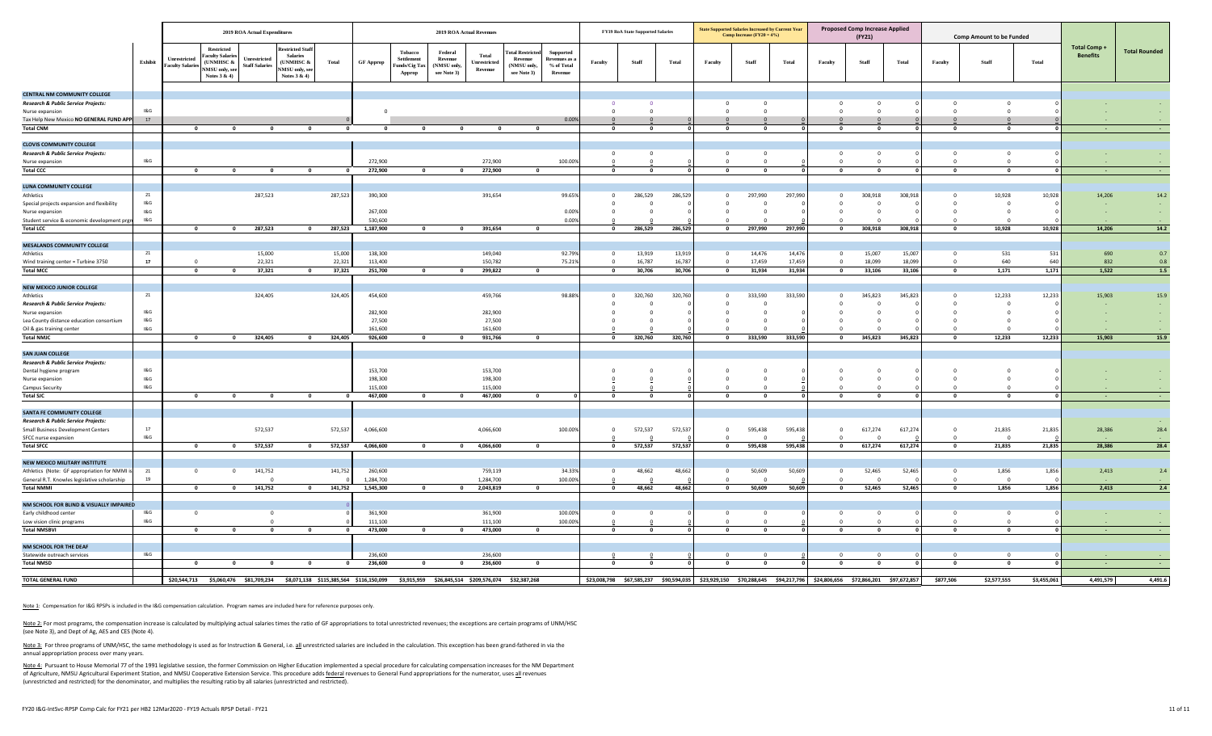| | Exhibit | 2019 ROA Actual Expenditures | | | | | 2019 ROA Actual Revenues | | | | | | FY19 RoA State Supported Salaries | | | State Supported Salaries Increased by Current Year Comp Increase (FY20 + 4%) | | | Proposed Comp Increase Applied (FY21) | | | Comp Amount to be Funded | | | Total Comp + Benefits | Total Rounded |
|---|---|---|---|---|---|---|---|---|---|---|---|---|---|---|---|---|---|---|---|---|---|---|---|---|---|---|
| | | Unrestricted Faculty Salaries | Restricted Faculty Salaries (UNMHSC & NMSU only, see Notes 3 & 4) | Unrestricted Staff Salaries | Restricted Staff Salaries (UNMHSC & NMSU only, see Notes 3 & 4) | Total | GF Approp | Tobacco Settlement Funds/Cig Tax Approp | Federal Revenue (NMSU only, see Note 3) | Total Unrestricted Revenue | Total Restricted Revenue (NMSU only, see Note 3) | Supported Revenues as a % of Total Revenue | Faculty | Staff | Total | Faculty | Staff | Total | Faculty | Staff | Total | Faculty | Staff | Total | | |
| **CENTRAL NM COMMUNITY COLLEGE** | | | | | | | | | | | | | | | | | | | | | | | | | | |
| *Research & Public Service Projects:* | | | | | | | | | | | | | | | | | | | | | | | | | | |
| Nurse expansion | I&G | | | | | | 0 | | | | | | 0 | 0 | | 0 | 0 | | 0 | 0 | 0 | 0 | 0 | 0 | - | - |
| Tax Help New Mexico NO GENERAL FUND APP | 17 | | | | | 0 | | | | | | 0.00% | 0 | 0 | 0 | 0 | 0 | 0 | 0 | 0 | 0 | 0 | 0 | 0 | - | - |
| **Total CNM** | | 0 | 0 | 0 | 0 | 0 | 0 | 0 | 0 | 0 | 0 | | 0 | 0 | 0 | 0 | 0 | 0 | 0 | 0 | 0 | 0 | 0 | 0 | - | - |
| **CLOVIS COMMUNITY COLLEGE** | | | | | | | | | | | | | | | | | | | | | | | | | | |
| *Research & Public Service Projects:* | | | | | | | | | | | | | 0 | 0 | | 0 | 0 | | 0 | 0 | 0 | 0 | 0 | 0 | - | - |
| Nurse expansion | I&G | | | | | | 272,900 | | | 272,900 | | 100.00% | 0 | 0 | 0 | 0 | 0 | 0 | 0 | 0 | 0 | 0 | 0 | 0 | - | - |
| **Total CCC** | | 0 | 0 | 0 | 0 | 0 | 272,900 | 0 | 0 | 272,900 | 0 | | 0 | 0 | 0 | 0 | 0 | 0 | 0 | 0 | 0 | 0 | 0 | 0 | - | - |
| **LUNA COMMUNITY COLLEGE** | | | | | | | | | | | | | | | | | | | | | | | | | | |
| Athletics | 21 | | | 287,523 | | 287,523 | 390,300 | | | 391,654 | | 99.65% | 0 | 286,529 | 286,529 | 0 | 297,990 | 297,990 | 0 | 308,918 | 308,918 | 0 | 10,928 | 10,928 | 14,206 | 14.2 |
| Special projects expansion and flexibility | I&G | | | | | | | | | | | | 0 | 0 | 0 | 0 | 0 | 0 | 0 | 0 | 0 | 0 | 0 | 0 | - | - |
| Nurse expansion | I&G | | | | | | 267,000 | | | | | 0.00% | 0 | 0 | 0 | 0 | 0 | 0 | 0 | 0 | 0 | 0 | 0 | 0 | - | - |
| Student service & economic development prgm | I&G | | | | | | 530,600 | | | | | 0.00% | 0 | 0 | 0 | 0 | 0 | 0 | 0 | 0 | 0 | 0 | 0 | 0 | - | - |
| **Total LCC** | | 0 | 0 | 287,523 | 0 | 287,523 | 1,187,900 | 0 | 0 | 391,654 | 0 | | 0 | 286,529 | 286,529 | 0 | 297,990 | 297,990 | 0 | 308,918 | 308,918 | 0 | 10,928 | 10,928 | 14,206 | 14.2 |
| **MESALANDS COMMUNITY COLLEGE** | | | | | | | | | | | | | | | | | | | | | | | | | | |
| Athletics | 21 | | | 15,000 | | 15,000 | 138,300 | | | 149,040 | | 92.79% | 0 | 13,919 | 13,919 | 0 | 14,476 | 14,476 | 0 | 15,007 | 15,007 | 0 | 531 | 531 | 690 | 0.7 |
| Wind training center = Turbine 3750 | 17 | 0 | | 22,321 | | 22,321 | 113,400 | | | 150,782 | | 75.21% | 0 | 16,787 | 16,787 | 0 | 17,459 | 17,459 | 0 | 18,099 | 18,099 | 0 | 640 | 640 | 832 | 0.8 |
| **Total MCC** | | 0 | 0 | 37,321 | 0 | 37,321 | 251,700 | 0 | 0 | 299,822 | 0 | | 0 | 30,706 | 30,706 | 0 | 31,934 | 31,934 | 0 | 33,106 | 33,106 | 0 | 1,171 | 1,171 | 1,522 | 1.5 |
| **NEW MEXICO JUNIOR COLLEGE** | | | | | | | | | | | | | | | | | | | | | | | | | | |
| Athletics | 21 | | | 324,405 | | 324,405 | 454,600 | | | 459,766 | | 98.88% | 0 | 320,760 | 320,760 | 0 | 333,590 | 333,590 | 0 | 345,823 | 345,823 | 0 | 12,233 | 12,233 | 15,903 | 15.9 |
| *Research & Public Service Projects:* | | | | | | | | | | | | | 0 | 0 | 0 | 0 | 0 | | 0 | 0 | 0 | 0 | 0 | 0 | - | - |
| Nurse expansion | I&G | | | | | | 282,900 | | | 282,900 | | | 0 | 0 | 0 | 0 | 0 | 0 | 0 | 0 | 0 | 0 | 0 | 0 | - | - |
| Lea County distance education consortium | I&G | | | | | | 27,500 | | | 27,500 | | | 0 | 0 | 0 | 0 | 0 | 0 | 0 | 0 | 0 | 0 | 0 | 0 | - | - |
| Oil & gas training center | I&G | | | | | | 161,600 | | | 161,600 | | | 0 | 0 | 0 | 0 | 0 | 0 | 0 | 0 | 0 | 0 | 0 | 0 | - | - |
| **Total NMJC** | | 0 | 0 | 324,405 | 0 | 324,405 | 926,600 | 0 | 0 | 931,766 | 0 | | 0 | 320,760 | 320,760 | 0 | 333,590 | 333,590 | 0 | 345,823 | 345,823 | 0 | 12,233 | 12,233 | 15,903 | 15.9 |
| **SAN JUAN COLLEGE** | | | | | | | | | | | | | | | | | | | | | | | | | | |
| *Research & Public Service Projects:* | | | | | | | | | | | | | | | | | | | | | | | | | | |
| Dental hygiene program | I&G | | | | | | 153,700 | | | 153,700 | | | 0 | 0 | 0 | 0 | 0 | 0 | 0 | 0 | 0 | 0 | 0 | 0 | - | - |
| Nurse expansion | I&G | | | | | | 198,300 | | | 198,300 | | | 0 | 0 | 0 | 0 | 0 | 0 | 0 | 0 | 0 | 0 | 0 | 0 | - | - |
| Campus Security | I&G | | | | | | 115,000 | | | 115,000 | | | 0 | 0 | 0 | 0 | 0 | 0 | 0 | 0 | 0 | 0 | 0 | 0 | - | - |
| **Total SJC** | | 0 | 0 | 0 | 0 | 0 | 467,000 | 0 | 0 | 467,000 | 0 | 0 | 0 | 0 | 0 | 0 | 0 | 0 | 0 | 0 | 0 | 0 | 0 | 0 | - | - |
| **SANTA FE COMMUNITY COLLEGE** | | | | | | | | | | | | | | | | | | | | | | | | | | |
| *Research & Public Service Projects:* | | | | | | | | | | | | | | | | | | | | | | | | | - | |
| Small Business Development Centers | 17 | | | 572,537 | | 572,537 | 4,066,600 | | | 4,066,600 | | 100.00% | 0 | 572,537 | 572,537 | 0 | 595,438 | 595,438 | 0 | 617,274 | 617,274 | 0 | 21,835 | 21,835 | 28,386 | 28.4 |
| SFCC nurse expansion | I&G | | | | | | | | | | | | 0 | 0 | 0 | 0 | 0 | 0 | 0 | 0 | 0 | 0 | 0 | 0 | - | - |
| **Total SFCC** | | 0 | 0 | 572,537 | 0 | 572,537 | 4,066,600 | 0 | 0 | 4,066,600 | 0 | | 0 | 572,537 | 572,537 | 0 | 595,438 | 595,438 | 0 | 617,274 | 617,274 | 0 | 21,835 | 21,835 | 28,386 | 28.4 |
| **NEW MEXICO MILITARY INSTITUTE** | | | | | | | | | | | | | | | | | | | | | | | | | | |
| Athletics (Note: GF appropriation for NMMI is | 21 | 0 | 0 | 141,752 | | 141,752 | 260,600 | | | 759,119 | | 34.33% | 0 | 48,662 | 48,662 | 0 | 50,609 | 50,609 | 0 | 52,465 | 52,465 | 0 | 1,856 | 1,856 | 2,413 | 2.4 |
| General R.T. Knowles legislative scholarship | 19 | | | 0 | | 0 | 1,284,700 | | | 1,284,700 | | 100.00% | 0 | 0 | 0 | 0 | 0 | 0 | 0 | 0 | 0 | 0 | 0 | 0 | - | - |
| **Total NMMI** | | 0 | 0 | 141,752 | 0 | 141,752 | 1,545,300 | 0 | 0 | 2,043,819 | 0 | | 0 | 48,662 | 48,662 | 0 | 50,609 | 50,609 | 0 | 52,465 | 52,465 | 0 | 1,856 | 1,856 | 2,413 | 2.4 |
| **NM SCHOOL FOR BLIND & VISUALLY IMPAIRED** | | | | | | 0 | | | | | | | | | | | | | | | | | | | | |
| Early childhood center | I&G | 0 | | 0 | | 0 | 361,900 | | | 361,900 | | 100.00% | 0 | 0 | 0 | 0 | 0 | 0 | 0 | 0 | 0 | 0 | 0 | 0 | - | - |
| Low vision clinic programs | I&G | | | 0 | | 0 | 111,100 | | | 111,100 | | 100.00% | 0 | 0 | 0 | 0 | 0 | 0 | 0 | 0 | 0 | 0 | 0 | 0 | - | - |
| **Total NMSBVI** | | 0 | 0 | 0 | 0 | 0 | 473,000 | 0 | 0 | 473,000 | 0 | | 0 | 0 | 0 | 0 | 0 | 0 | 0 | 0 | 0 | 0 | 0 | 0 | - | - |
| **NM SCHOOL FOR THE DEAF** | | | | | | | | | | | | | | | | | | | | | | | | | | |
| Statewide outreach services | I&G | | | | | | 236,600 | | | 236,600 | | | 0 | 0 | 0 | 0 | 0 | 0 | 0 | 0 | 0 | 0 | 0 | 0 | - | - |
| **Total NMSD** | | 0 | 0 | 0 | 0 | 0 | 236,600 | 0 | 0 | 236,600 | 0 | | 0 | 0 | 0 | 0 | 0 | 0 | 0 | 0 | 0 | 0 | 0 | 0 | - | - |
| **TOTAL GENERAL FUND** | | $20,544,713 | $5,060,476 | $81,709,234 | $8,071,138 | $115,385,564 | $116,150,099 | $3,915,959 | $26,845,514 | $209,576,074 | $32,387,268 | | $23,008,798 | $67,585,237 | $90,594,035 | $23,929,150 | $70,288,645 | $94,217,796 | $24,806,656 | $72,866,201 | $97,672,857 | $877,506 | $2,577,555 | $3,455,061 | 4,491,579 | 4,491.6 |

Note 1: Compensation for I&G RPSPs is included in the I&G compensation calculation. Program names are included here for reference purposes only.

Note 2: For most programs, the compensation increase is calculated by multiplying actual salaries times the ratio of GF appropriations to total unrestricted revenues; the exceptions are certain programs of UNM/HSC (see Note 3), and Dept of Ag, AES and CES (Note 4).

Note 3: For three programs of UNM/HSC, the same methodology is used as for Instruction & General, i.e. all unrestricted salaries are included in the calculation. This exception has been grand-fathered in via the annual appropriation process over many years.

Note 4: Pursuant to House Memorial 77 of the 1991 legislative session, the former Commission on Higher Education implemented a special procedure for calculating compensation increases for the NM Department of Agriculture, NMSU Agricultural Experiment Station, and NMSU Cooperative Extension Service. This procedure adds federal revenues to General Fund appropriations for the numerator, uses all revenues (unrestricted and restricted) for the denominator, and multiplies the resulting ratio by all salaries (unrestricted and restricted).

FY20 I&G-IntSvc-RPSP Comp Calc for FY21 per HB2 12Mar2020 - FY19 Actuals RPSP Detail - FY21